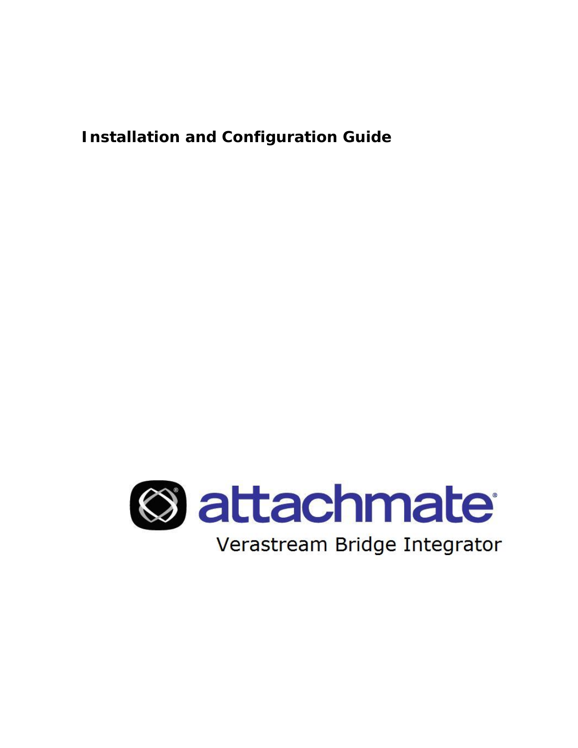# Installation and Configuration Guide

attachmate®

Verastream Bridge Integrator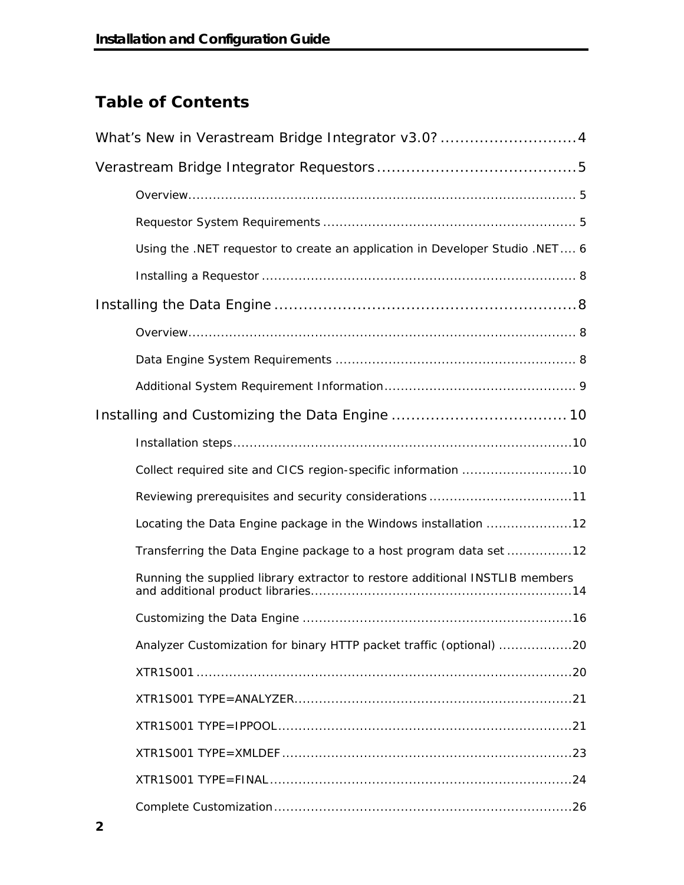# Table of Contents

What's New in Verastream Bridge Integrator v3.0? .......................... 4

Verastream Bridge Integrator Requestors ........................................ 5

- Overview ......................................................................................... 5
- Requestor System Requirements ..................................................... 5
- Using the .NET requestor to create an application in Developer Studio .NET .... 6
- Installing a Requestor ...................................................................... 8

Installing the Data Engine ........................................................... 8

- Overview ......................................................................................... 8
- Data Engine System Requirements .................................................. 8
- Additional System Requirement Information ...................................... 9

Installing and Customizing the Data Engine .................................. 10

- Installation steps ............................................................................ 10
- Collect required site and CICS region-specific information ................. 10
- Reviewing prerequisites and security considerations ......................... 11
- Locating the Data Engine package in the Windows installation ........... 12
- Transferring the Data Engine package to a host program data set ....... 12
- Running the supplied library extractor to restore additional INSTLIB members and additional product libraries ......................................................... 14
- Customizing the Data Engine .......................................................... 16
- Analyzer Customization for binary HTTP packet traffic (optional) ........ 20
- XTR1S001 ...................................................................................... 20
- XTR1S001 TYPE=ANALYZER ........................................................... 21
- XTR1S001 TYPE=IPPOOL ............................................................... 21
- XTR1S001 TYPE=XMLDEF .............................................................. 23
- XTR1S001 TYPE=FINAL ................................................................. 24
- Complete Customization ................................................................. 26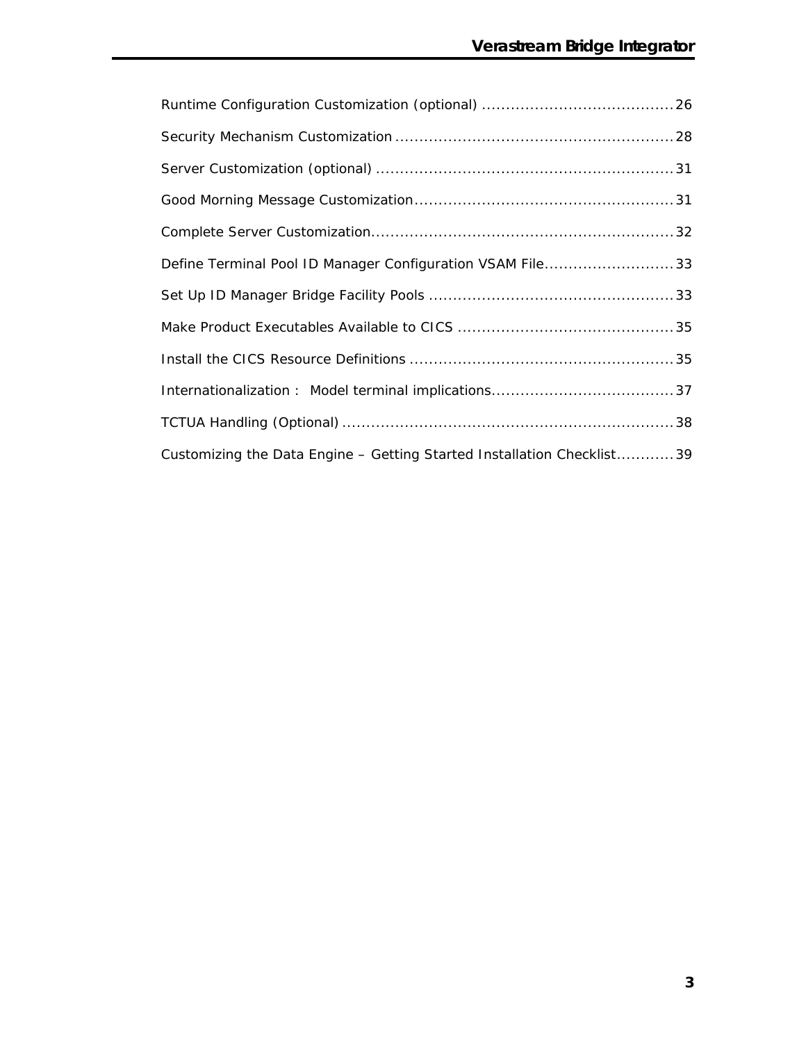Runtime Configuration Customization (optional) ........................................26

Security Mechanism Customization ..........................................................28

Server Customization (optional) ..............................................................31

Good Morning Message Customization......................................................31

Complete Server Customization...............................................................32

Define Terminal Pool ID Manager Configuration VSAM File...........................33

Set Up ID Manager Bridge Facility Pools ...................................................33

Make Product Executables Available to CICS .............................................35

Install the CICS Resource Definitions .......................................................35

Internationalization : Model terminal implications......................................37

TCTUA Handling (Optional) .....................................................................38

Customizing the Data Engine – Getting Started Installation Checklist............39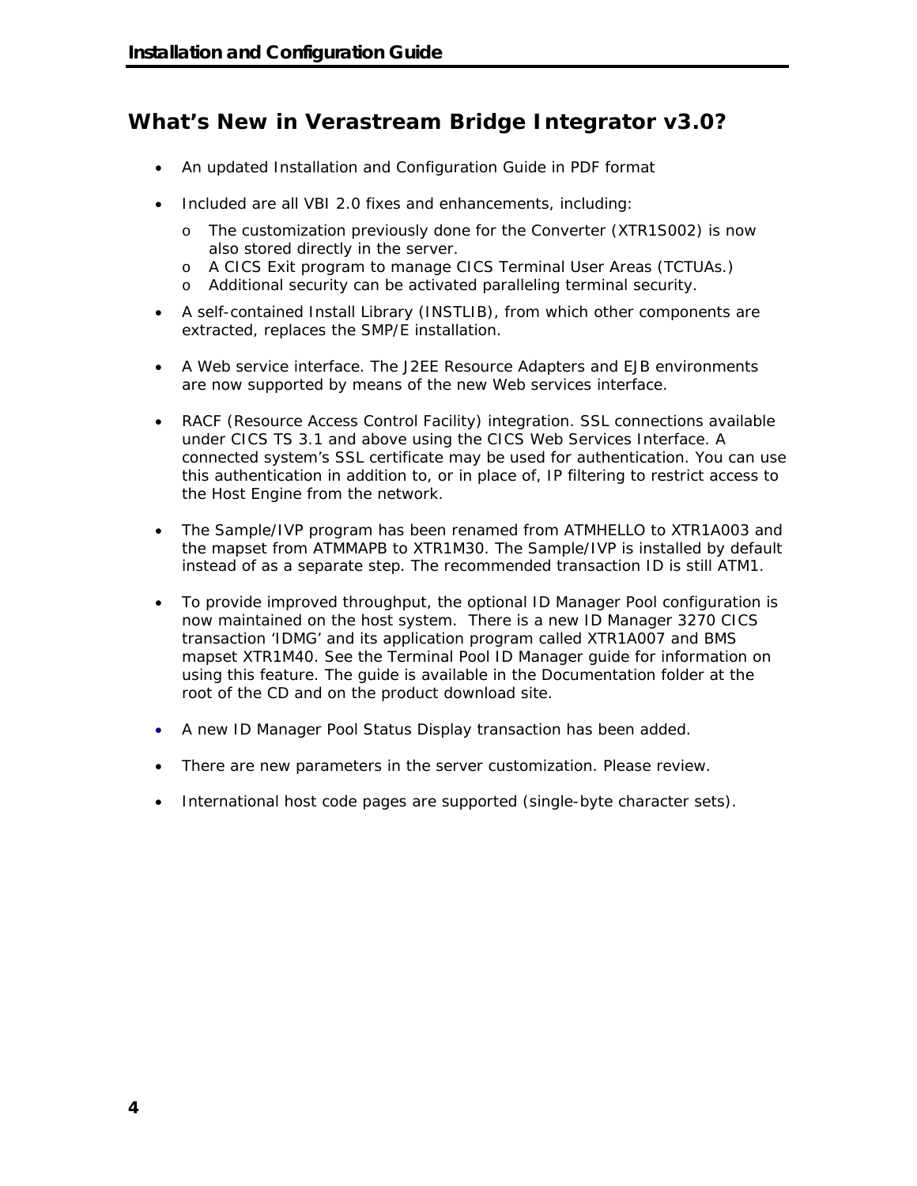## What's New in Verastream Bridge Integrator v3.0?

- An updated Installation and Configuration Guide in PDF format
- Included are all VBI 2.0 fixes and enhancements, including:
  - The customization previously done for the Converter (XTR1S002) is now also stored directly in the server.
  - A CICS Exit program to manage CICS Terminal User Areas (TCTUAs.)
  - Additional security can be activated paralleling terminal security.
- A self-contained Install Library (INSTLIB), from which other components are extracted, replaces the SMP/E installation.
- A Web service interface. The J2EE Resource Adapters and EJB environments are now supported by means of the new Web services interface.
- RACF (Resource Access Control Facility) integration. SSL connections available under CICS TS 3.1 and above using the CICS Web Services Interface. A connected system's SSL certificate may be used for authentication. You can use this authentication in addition to, or in place of, IP filtering to restrict access to the Host Engine from the network.
- The Sample/IVP program has been renamed from ATMHELLO to XTR1A003 and the mapset from ATMMAPB to XTR1M30. The Sample/IVP is installed by default instead of as a separate step. The recommended transaction ID is still ATM1.
- To provide improved throughput, the optional ID Manager Pool configuration is now maintained on the host system. There is a new ID Manager 3270 CICS transaction 'IDMG' and its application program called XTR1A007 and BMS mapset XTR1M40. See the Terminal Pool ID Manager guide for information on using this feature. The guide is available in the Documentation folder at the root of the CD and on the product download site.
- A new ID Manager Pool Status Display transaction has been added.
- There are new parameters in the server customization. Please review.
- International host code pages are supported (single-byte character sets).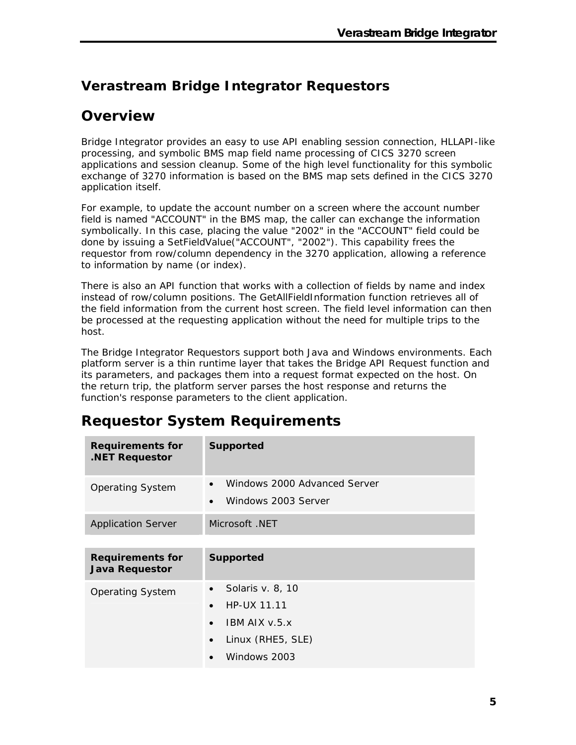## Verastream Bridge Integrator Requestors

## Overview

Bridge Integrator provides an easy to use API enabling session connection, HLLAPI-like processing, and symbolic BMS map field name processing of CICS 3270 screen applications and session cleanup. Some of the high level functionality for this symbolic exchange of 3270 information is based on the BMS map sets defined in the CICS 3270 application itself.

For example, to update the account number on a screen where the account number field is named "ACCOUNT" in the BMS map, the caller can exchange the information symbolically. In this case, placing the value "2002" in the "ACCOUNT" field could be done by issuing a SetFieldValue("ACCOUNT", "2002"). This capability frees the requestor from row/column dependency in the 3270 application, allowing a reference to information by name (or index).

There is also an API function that works with a collection of fields by name and index instead of row/column positions. The GetAllFieldInformation function retrieves all of the field information from the current host screen. The field level information can then be processed at the requesting application without the need for multiple trips to the host.

The Bridge Integrator Requestors support both Java and Windows environments. Each platform server is a thin runtime layer that takes the Bridge API Request function and its parameters, and packages them into a request format expected on the host. On the return trip, the platform server parses the host response and returns the function's response parameters to the client application.

# Requestor System Requirements

| Requirements for .NET Requestor | Supported |
|---|---|
| Operating System | • Windows 2000 Advanced Server<br>• Windows 2003 Server |
| Application Server | Microsoft .NET |

| Requirements for Java Requestor | Supported |
|---|---|
| Operating System | • Solaris v. 8, 10<br>• HP-UX 11.11<br>• IBM AIX v.5.x<br>• Linux (RHE5, SLE)<br>• Windows 2003 |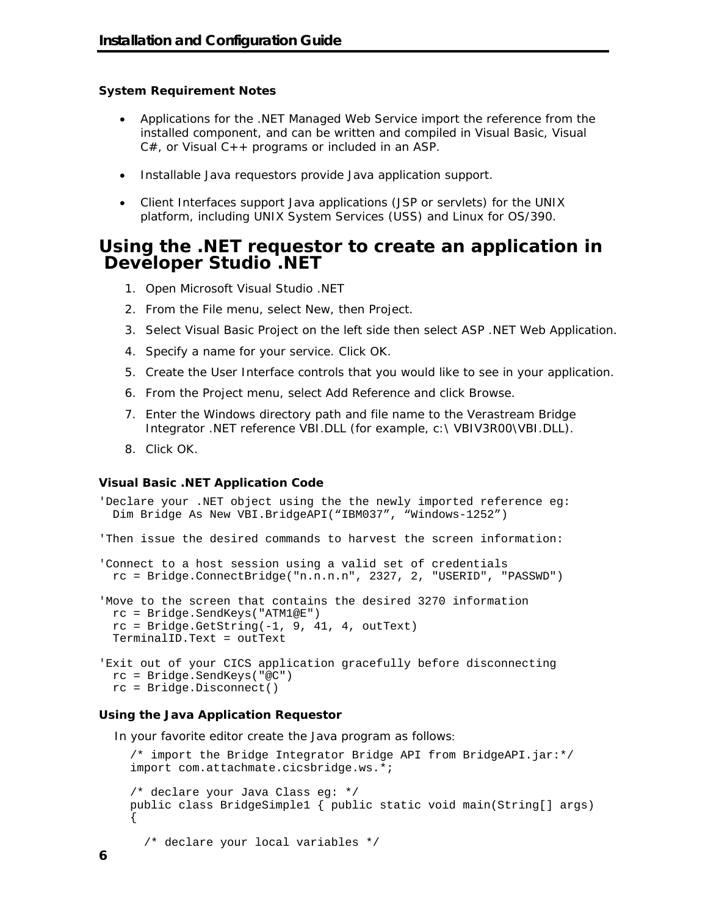**System Requirement Notes**

- Applications for the .NET Managed Web Service import the reference from the installed component, and can be written and compiled in Visual Basic, Visual C#, or Visual C++ programs or included in an ASP.
- Installable Java requestors provide Java application support.
- Client Interfaces support Java applications (JSP or servlets) for the UNIX platform, including UNIX System Services (USS) and Linux for OS/390.

## Using the .NET requestor to create an application in Developer Studio .NET

1. Open Microsoft Visual Studio .NET
2. From the File menu, select New, then Project.
3. Select Visual Basic Project on the left side then select ASP .NET Web Application.
4. Specify a name for your service. Click OK.
5. Create the User Interface controls that you would like to see in your application.
6. From the Project menu, select Add Reference and click Browse.
7. Enter the Windows directory path and file name to the Verastream Bridge Integrator .NET reference VBI.DLL (for example, c:\ VBIV3R00\VBI.DLL).
8. Click OK.

**Visual Basic .NET Application Code**

```
'Declare your .NET object using the the newly imported reference eg:
  Dim Bridge As New VBI.BridgeAPI(“IBM037”, “Windows-1252”)

'Then issue the desired commands to harvest the screen information:

'Connect to a host session using a valid set of credentials
  rc = Bridge.ConnectBridge("n.n.n.n", 2327, 2, "USERID", "PASSWD")

'Move to the screen that contains the desired 3270 information
  rc = Bridge.SendKeys("ATM1@E")
  rc = Bridge.GetString(-1, 9, 41, 4, outText)
  TerminalID.Text = outText

'Exit out of your CICS application gracefully before disconnecting
  rc = Bridge.SendKeys("@C")
  rc = Bridge.Disconnect()
```

**Using the Java Application Requestor**

In your favorite editor create the Java program as follows:

```
/* import the Bridge Integrator Bridge API from BridgeAPI.jar:*/
import com.attachmate.cicsbridge.ws.*;

/* declare your Java Class eg: */
public class BridgeSimple1 { public static void main(String[] args)
{

  /* declare your local variables */
```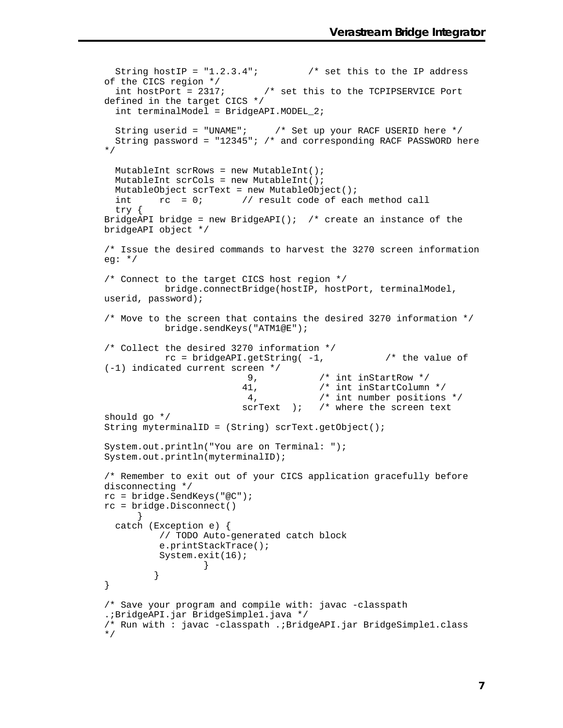```
  String hostIP = "1.2.3.4";         /* set this to the IP address
of the CICS region */
  int hostPort = 2317;       /* set this to the TCPIPSERVICE Port
defined in the target CICS */
  int terminalModel = BridgeAPI.MODEL_2;

  String userid = "UNAME";     /* Set up your RACF USERID here */
  String password = "12345"; /* and corresponding RACF PASSWORD here
*/

  MutableInt scrRows = new MutableInt();
  MutableInt scrCols = new MutableInt();
  MutableObject scrText = new MutableObject();
  int     rc  = 0;       // result code of each method call
  try {
BridgeAPI bridge = new BridgeAPI();  /* create an instance of the
bridgeAPI object */

/* Issue the desired commands to harvest the 3270 screen information
eg: */

/* Connect to the target CICS host region */
           bridge.connectBridge(hostIP, hostPort, terminalModel,
userid, password);

/* Move to the screen that contains the desired 3270 information */
           bridge.sendKeys("ATM1@E");

/* Collect the desired 3270 information */
           rc = bridgeAPI.getString( -1,           /* the value of
(-1) indicated current screen */
                          9,           /* int inStartRow */
                         41,           /* int inStartColumn */
                          4,           /* int number positions */
                         scrText  );   /* where the screen text
should go */
String myterminalID = (String) scrText.getObject();

System.out.println("You are on Terminal: ");
System.out.println(myterminalID);

/* Remember to exit out of your CICS application gracefully before
disconnecting */
rc = bridge.SendKeys("@C");
rc = bridge.Disconnect()
      }
  catch (Exception e) {
          // TODO Auto-generated catch block
          e.printStackTrace();
          System.exit(16);
                  }
         }
}

/* Save your program and compile with: javac -classpath
.;BridgeAPI.jar BridgeSimple1.java */
/* Run with : javac -classpath .;BridgeAPI.jar BridgeSimple1.class
*/
```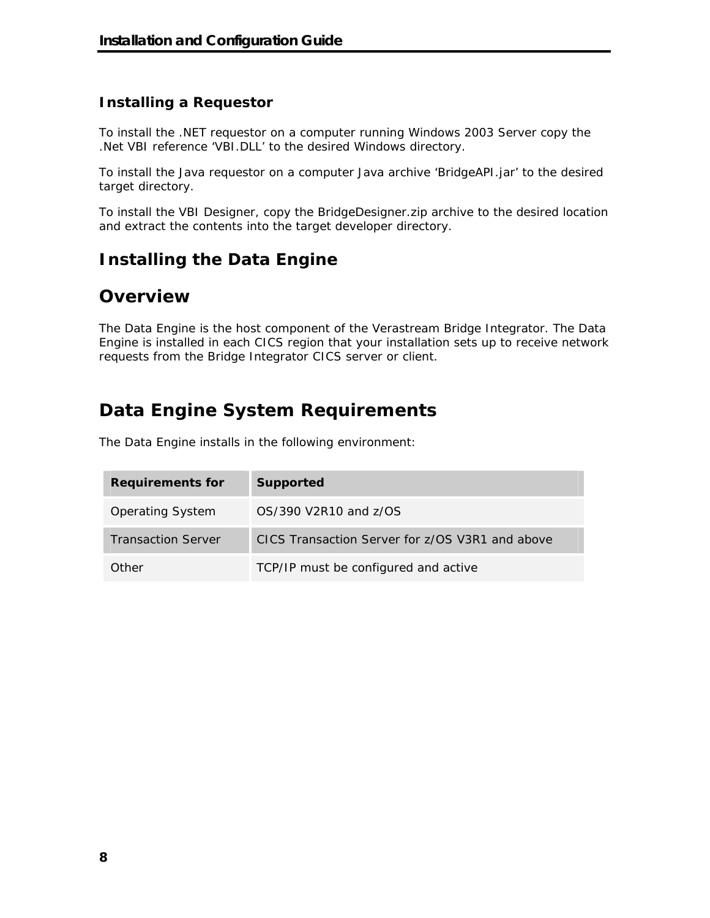### Installing a Requestor

To install the .NET requestor on a computer running Windows 2003 Server copy the .Net VBI reference 'VBI.DLL' to the desired Windows directory.

To install the Java requestor on a computer Java archive 'BridgeAPI.jar' to the desired target directory.

To install the VBI Designer, copy the BridgeDesigner.zip archive to the desired location and extract the contents into the target developer directory.

## Installing the Data Engine

## Overview

The Data Engine is the host component of the Verastream Bridge Integrator. The Data Engine is installed in each CICS region that your installation sets up to receive network requests from the Bridge Integrator CICS server or client.

## Data Engine System Requirements

The Data Engine installs in the following environment:

| Requirements for | Supported |
| --- | --- |
| Operating System | OS/390 V2R10 and z/OS |
| Transaction Server | CICS Transaction Server for z/OS V3R1 and above |
| Other | TCP/IP must be configured and active |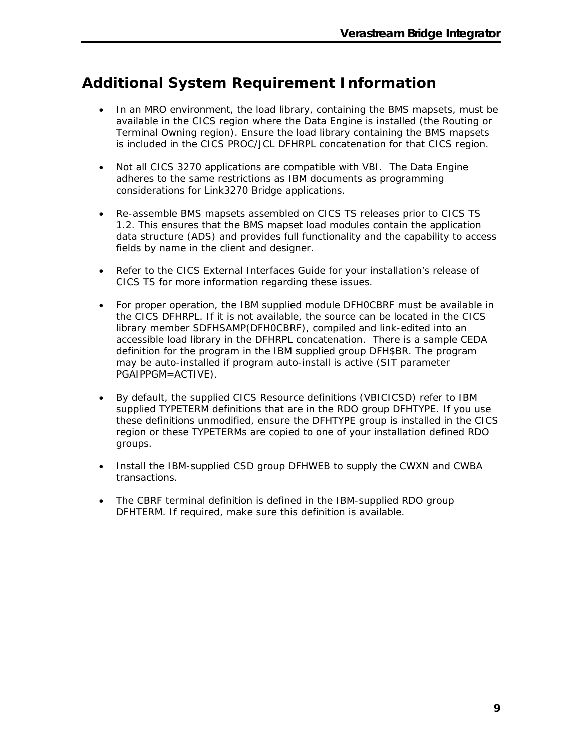# Additional System Requirement Information

- In an MRO environment, the load library, containing the BMS mapsets, must be available in the CICS region where the Data Engine is installed (the Routing or Terminal Owning region). Ensure the load library containing the BMS mapsets is included in the CICS PROC/JCL DFHRPL concatenation for that CICS region.

- Not all CICS 3270 applications are compatible with VBI. The Data Engine adheres to the same restrictions as IBM documents as programming considerations for Link3270 Bridge applications.

- Re-assemble BMS mapsets assembled on CICS TS releases prior to CICS TS 1.2. This ensures that the BMS mapset load modules contain the application data structure (ADS) and provides full functionality and the capability to access fields by name in the client and designer.

- Refer to the CICS External Interfaces Guide for your installation's release of CICS TS for more information regarding these issues.

- For proper operation, the IBM supplied module DFH0CBRF must be available in the CICS DFHRPL. If it is not available, the source can be located in the CICS library member SDFHSAMP(DFH0CBRF), compiled and link-edited into an accessible load library in the DFHRPL concatenation. There is a sample CEDA definition for the program in the IBM supplied group DFH$BR. The program may be auto-installed if program auto-install is active (SIT parameter PGAIPPGM=ACTIVE).

- By default, the supplied CICS Resource definitions (VBICICSD) refer to IBM supplied TYPETERM definitions that are in the RDO group DFHTYPE. If you use these definitions unmodified, ensure the DFHTYPE group is installed in the CICS region or these TYPETERMs are copied to one of your installation defined RDO groups.

- Install the IBM-supplied CSD group DFHWEB to supply the CWXN and CWBA transactions.

- The CBRF terminal definition is defined in the IBM-supplied RDO group DFHTERM. If required, make sure this definition is available.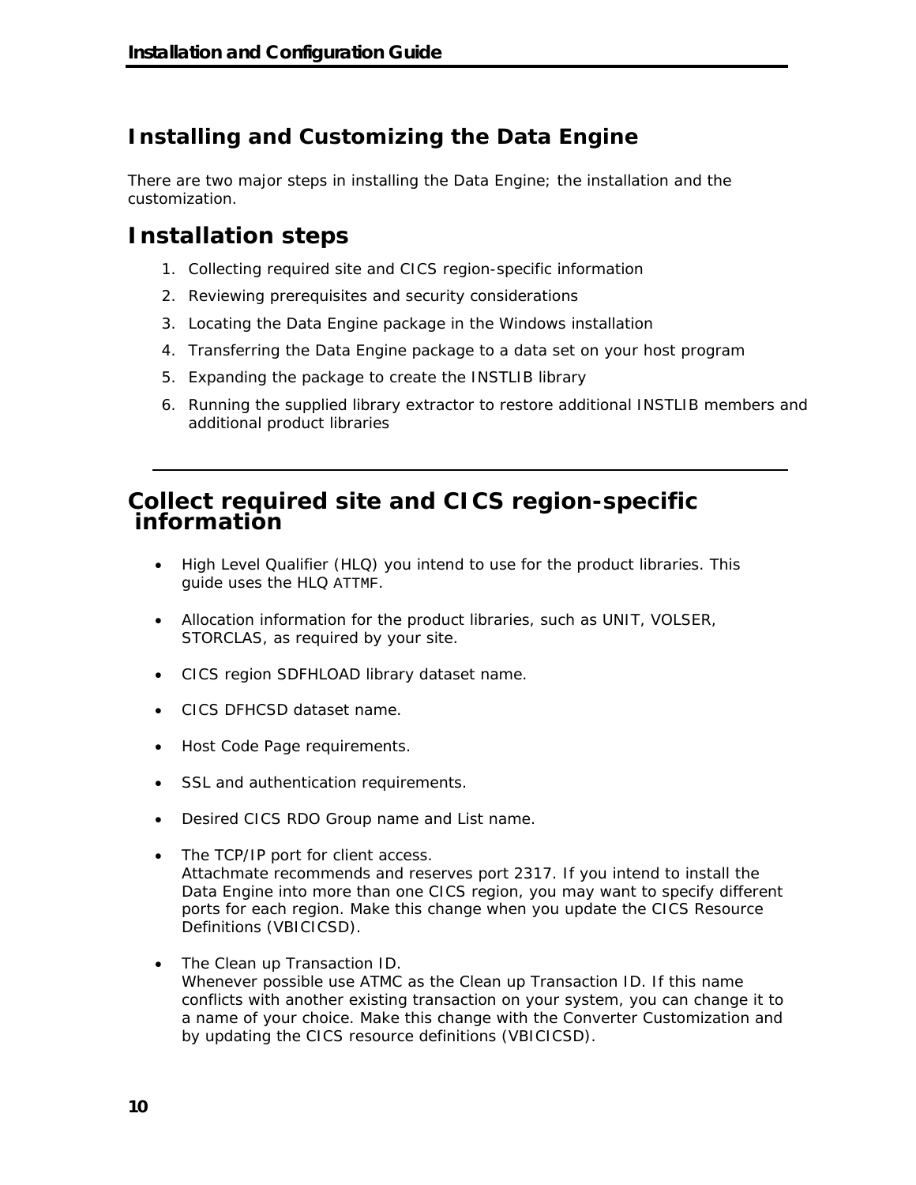## Installing and Customizing the Data Engine

There are two major steps in installing the Data Engine; the installation and the customization.

# Installation steps

1. Collecting required site and CICS region-specific information
2. Reviewing prerequisites and security considerations
3. Locating the Data Engine package in the Windows installation
4. Transferring the Data Engine package to a data set on your host program
5. Expanding the package to create the INSTLIB library
6. Running the supplied library extractor to restore additional INSTLIB members and additional product libraries

---

# Collect required site and CICS region-specific information

- High Level Qualifier (HLQ) you intend to use for the product libraries. This guide uses the HLQ `ATTMF`.
- Allocation information for the product libraries, such as UNIT, VOLSER, STORCLAS, as required by your site.
- CICS region SDFHLOAD library dataset name.
- CICS DFHCSD dataset name.
- Host Code Page requirements.
- SSL and authentication requirements.
- Desired CICS RDO Group name and List name.
- The TCP/IP port for client access.
  Attachmate recommends and reserves port 2317. If you intend to install the Data Engine into more than one CICS region, you may want to specify different ports for each region. Make this change when you update the CICS Resource Definitions (VBICICSD).
- The Clean up Transaction ID.
  Whenever possible use ATMC as the Clean up Transaction ID. If this name conflicts with another existing transaction on your system, you can change it to a name of your choice. Make this change with the Converter Customization and by updating the CICS resource definitions (VBICICSD).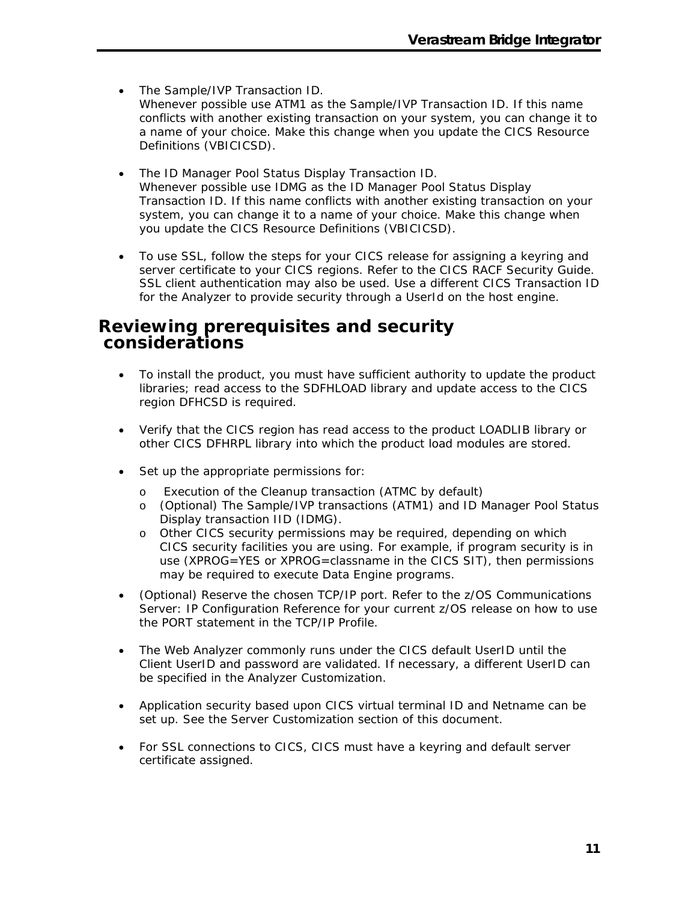- The Sample/IVP Transaction ID.
  Whenever possible use ATM1 as the Sample/IVP Transaction ID. If this name conflicts with another existing transaction on your system, you can change it to a name of your choice. Make this change when you update the CICS Resource Definitions (VBICICSD).

- The ID Manager Pool Status Display Transaction ID.
  Whenever possible use IDMG as the ID Manager Pool Status Display Transaction ID. If this name conflicts with another existing transaction on your system, you can change it to a name of your choice. Make this change when you update the CICS Resource Definitions (VBICICSD).

- To use SSL, follow the steps for your CICS release for assigning a keyring and server certificate to your CICS regions. Refer to the CICS RACF Security Guide. SSL client authentication may also be used. Use a different CICS Transaction ID for the Analyzer to provide security through a UserId on the host engine.

## Reviewing prerequisites and security considerations

- To install the product, you must have sufficient authority to update the product libraries; read access to the SDFHLOAD library and update access to the CICS region DFHCSD is required.

- Verify that the CICS region has read access to the product LOADLIB library or other CICS DFHRPL library into which the product load modules are stored.

- Set up the appropriate permissions for:
  - Execution of the Cleanup transaction (ATMC by default)
  - (Optional) The Sample/IVP transactions (ATM1) and ID Manager Pool Status Display transaction IID (IDMG).
  - Other CICS security permissions may be required, depending on which CICS security facilities you are using. For example, if program security is in use (XPROG=YES or XPROG=classname in the CICS SIT), then permissions may be required to execute Data Engine programs.

- (Optional) Reserve the chosen TCP/IP port. Refer to the z/OS Communications Server: IP Configuration Reference for your current z/OS release on how to use the PORT statement in the TCP/IP Profile.

- The Web Analyzer commonly runs under the CICS default UserID until the Client UserID and password are validated. If necessary, a different UserID can be specified in the Analyzer Customization.

- Application security based upon CICS virtual terminal ID and Netname can be set up. See the Server Customization section of this document.

- For SSL connections to CICS, CICS must have a keyring and default server certificate assigned.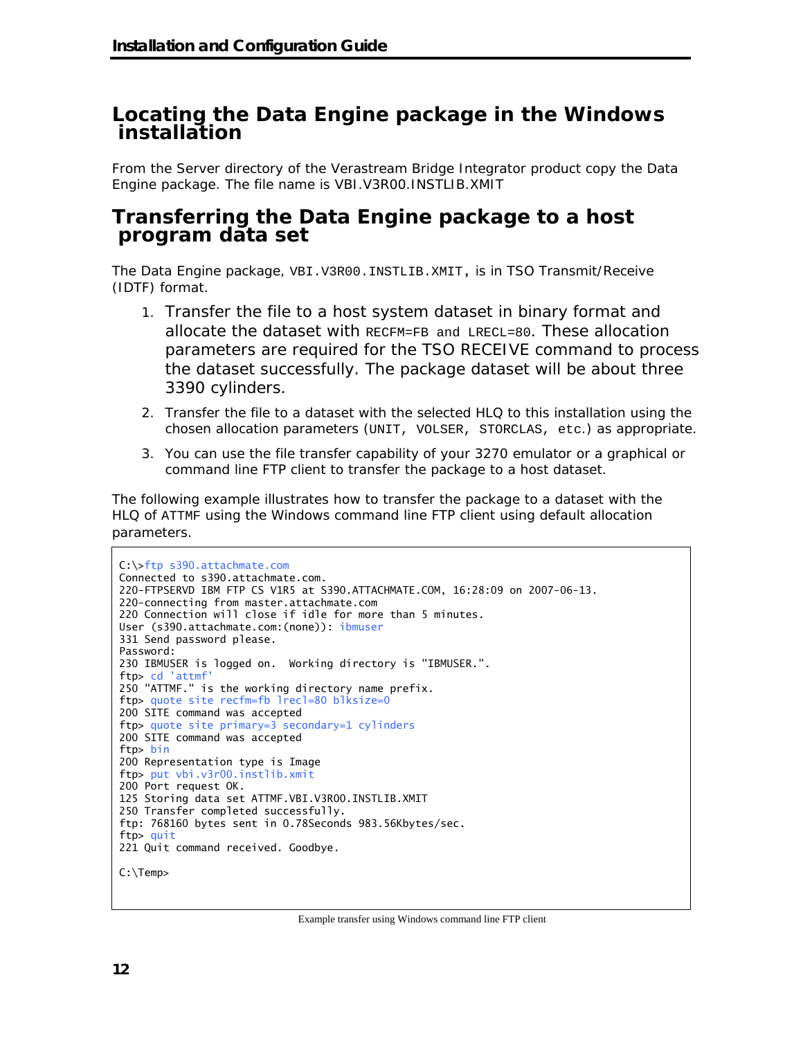## Locating the Data Engine package in the Windows installation

From the Server directory of the Verastream Bridge Integrator product copy the Data Engine package. The file name is VBI.V3R00.INSTLIB.XMIT

## Transferring the Data Engine package to a host program data set

The Data Engine package, `VBI.V3R00.INSTLIB.XMIT`, is in TSO Transmit/Receive (IDTF) format.

1. Transfer the file to a host system dataset in binary format and allocate the dataset with `RECFM=FB and LRECL=80`. These allocation parameters are required for the TSO RECEIVE command to process the dataset successfully. The package dataset will be about three 3390 cylinders.
2. Transfer the file to a dataset with the selected HLQ to this installation using the chosen allocation parameters (`UNIT, VOLSER, STORCLAS, etc.`) as appropriate.
3. You can use the file transfer capability of your 3270 emulator or a graphical or command line FTP client to transfer the package to a host dataset.

The following example illustrates how to transfer the package to a dataset with the HLQ of `ATTMF` using the Windows command line FTP client using default allocation parameters.

```
C:\>ftp s390.attachmate.com
Connected to s390.attachmate.com.
220-FTPSERVD IBM FTP CS V1R5 at S390.ATTACHMATE.COM, 16:28:09 on 2007-06-13.
220-connecting from master.attachmate.com
220 Connection will close if idle for more than 5 minutes.
User (s390.attachmate.com:(none)): ibmuser
331 Send password please.
Password:
230 IBMUSER is logged on.  Working directory is "IBMUSER.".
ftp> cd 'attmf'
250 "ATTMF." is the working directory name prefix.
ftp> quote site recfm=fb lrecl=80 blksize=0
200 SITE command was accepted
ftp> quote site primary=3 secondary=1 cylinders
200 SITE command was accepted
ftp> bin
200 Representation type is Image
ftp> put vbi.v3r00.instlib.xmit
200 Port request OK.
125 Storing data set ATTMF.VBI.V3R00.INSTLIB.XMIT
250 Transfer completed successfully.
ftp: 768160 bytes sent in 0.78Seconds 983.56Kbytes/sec.
ftp> quit
221 Quit command received. Goodbye.

C:\Temp>
```

Example transfer using Windows command line FTP client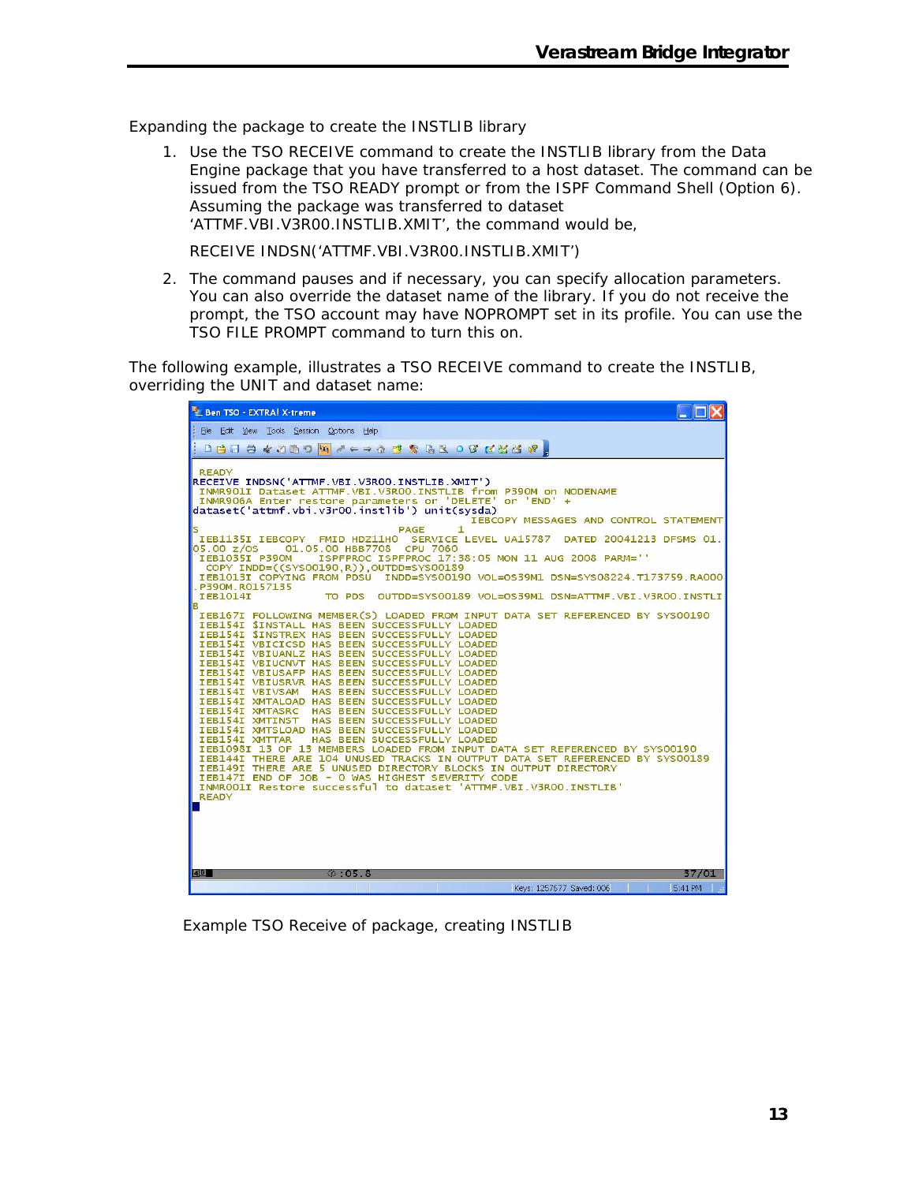Expanding the package to create the INSTLIB library

1. Use the TSO RECEIVE command to create the INSTLIB library from the Data Engine package that you have transferred to a host dataset. The command can be issued from the TSO READY prompt or from the ISPF Command Shell (Option 6). Assuming the package was transferred to dataset 'ATTMF.VBI.V3R00.INSTLIB.XMIT', the command would be,

   RECEIVE INDSN('ATTMF.VBI.V3R00.INSTLIB.XMIT')

2. The command pauses and if necessary, you can specify allocation parameters. You can also override the dataset name of the library. If you do not receive the prompt, the TSO account may have NOPROMPT set in its profile. You can use the TSO FILE PROMPT command to turn this on.

The following example, illustrates a TSO RECEIVE command to create the INSTLIB, overriding the UNIT and dataset name:

```
 READY
RECEIVE INDSN('ATTMF.VBI.V3R00.INSTLIB.XMIT')
 INMR901I Dataset ATTMF.VBI.V3R00.INSTLIB from P390M on NODENAME
 INMR906A Enter restore parameters or 'DELETE' or 'END' +
dataset('attmf.vbi.v3r00.instlib') unit(sysda)
                                                 IEBCOPY MESSAGES AND CONTROL STATEMENT
S                              PAGE     1
 IEB1135I IEBCOPY  FMID HDZ11H0  SERVICE LEVEL UA15787  DATED 20041213 DFSMS 01.
05.00 z/OS    01.05.00 HBB7708  CPU 7060
 IEB1035I P390M    ISPFPROC ISPFPROC 17:38:05 MON 11 AUG 2008 PARM=''
  COPY INDD=((SYS00190,R)),OUTDD=SYS00189
 IEB1013I COPYING FROM PDSU  INDD=SYS00190 VOL=OS39M1 DSN=SYS08224.T173759.RA000
.P390M.R0157135
 IEB1014I              TO PDS  OUTDD=SYS00189 VOL=OS39M1 DSN=ATTMF.VBI.V3R00.INSTLI
B
 IEB167I FOLLOWING MEMBER(S) LOADED FROM INPUT DATA SET REFERENCED BY SYS00190
 IEB154I $INSTALL HAS BEEN SUCCESSFULLY LOADED
 IEB154I $INSTREX HAS BEEN SUCCESSFULLY LOADED
 IEB154I VBICICSD HAS BEEN SUCCESSFULLY LOADED
 IEB154I VBIUANLZ HAS BEEN SUCCESSFULLY LOADED
 IEB154I VBIUCNVT HAS BEEN SUCCESSFULLY LOADED
 IEB154I VBIUSAFP HAS BEEN SUCCESSFULLY LOADED
 IEB154I VBIUSRVR HAS BEEN SUCCESSFULLY LOADED
 IEB154I VBIVSAM  HAS BEEN SUCCESSFULLY LOADED
 IEB154I XMTALOAD HAS BEEN SUCCESSFULLY LOADED
 IEB154I XMTASRC  HAS BEEN SUCCESSFULLY LOADED
 IEB154I XMTINST  HAS BEEN SUCCESSFULLY LOADED
 IEB154I XMTSLOAD HAS BEEN SUCCESSFULLY LOADED
 IEB154I XMTTAR   HAS BEEN SUCCESSFULLY LOADED
 IEB1098I 13 OF 13 MEMBERS LOADED FROM INPUT DATA SET REFERENCED BY SYS00190
 IEB144I THERE ARE 104 UNUSED TRACKS IN OUTPUT DATA SET REFERENCED BY SYS00189
 IEB149I THERE ARE 5 UNUSED DIRECTORY BLOCKS IN OUTPUT DIRECTORY
 IEB147I END OF JOB - 0 WAS HIGHEST SEVERITY CODE
 INMR001I Restore successful to dataset 'ATTMF.VBI.V3R00.INSTLIB'
 READY
```

Example TSO Receive of package, creating INSTLIB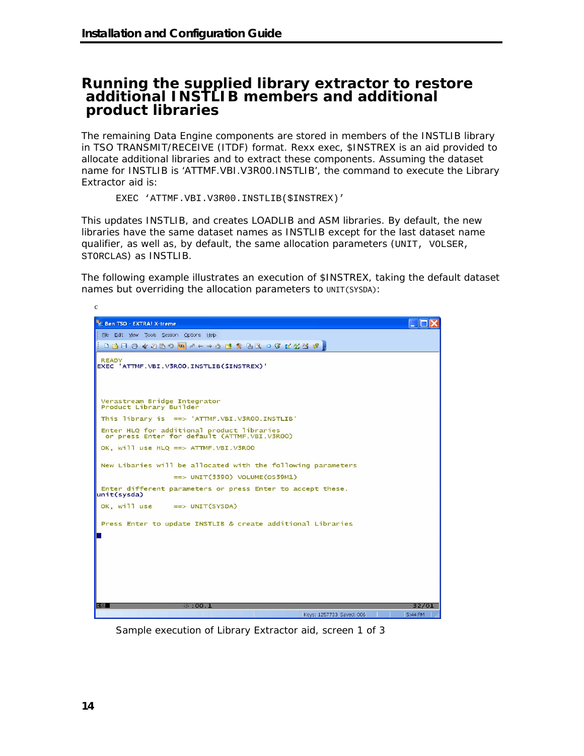# Running the supplied library extractor to restore additional INSTLIB members and additional product libraries

The remaining Data Engine components are stored in members of the INSTLIB library in TSO TRANSMIT/RECEIVE (ITDF) format. Rexx exec, $INSTREX is an aid provided to allocate additional libraries and to extract these components. Assuming the dataset name for INSTLIB is 'ATTMF.VBI.V3R00.INSTLIB', the command to execute the Library Extractor aid is:

```
EXEC 'ATTMF.VBI.V3R00.INSTLIB($INSTREX)'
```

This updates INSTLIB, and creates LOADLIB and ASM libraries. By default, the new libraries have the same dataset names as INSTLIB except for the last dataset name qualifier, as well as, by default, the same allocation parameters (`UNIT`, `VOLSER`, `STORCLAS`) as INSTLIB.

The following example illustrates an execution of $INSTREX, taking the default dataset names but overriding the allocation parameters to `UNIT(SYSDA)`:

c

```
READY
EXEC 'ATTMF.VBI.V3R00.INSTLIB($INSTREX)'



 Verastream Bridge Integrator
 Product Library Builder

 This library is  ==> 'ATTMF.VBI.V3R00.INSTLIB'

 Enter HLQ for additional product libraries
  or press Enter for default (ATTMF.VBI.V3R00)

 OK, will use HLQ ==> ATTMF.VBI.V3R00


 New Libaries will be allocated with the following parameters

                  ==> UNIT(3390) VOLUME(OS39M1)

 Enter different parameters or press Enter to accept these.
unit(sysda)

 OK, will use     ==> UNIT(SYSDA)


 Press Enter to update INSTLIB & create additional Libraries
```

Sample execution of Library Extractor aid, screen 1 of 3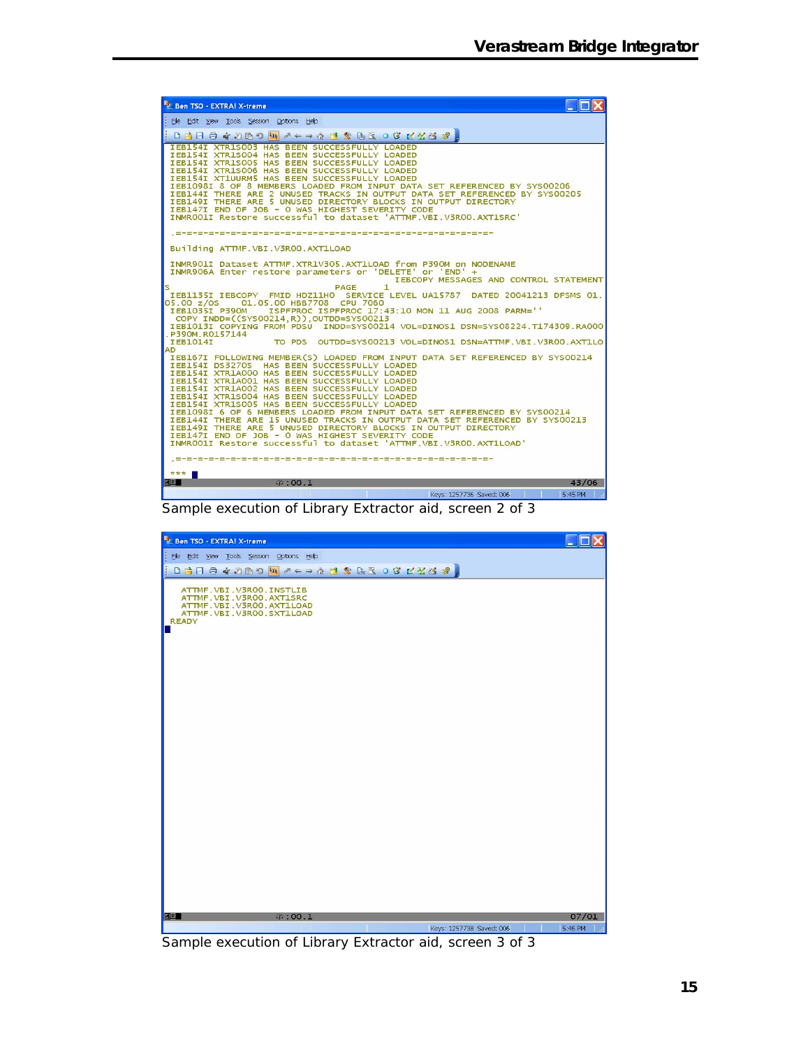```
IEB154I XTR1S003 HAS BEEN SUCCESSFULLY LOADED
IEB154I XTR1S004 HAS BEEN SUCCESSFULLY LOADED
IEB154I XTR1S005 HAS BEEN SUCCESSFULLY LOADED
IEB154I XTR1S006 HAS BEEN SUCCESSFULLY LOADED
IEB154I XT1UURM5 HAS BEEN SUCCESSFULLY LOADED
IEB1098I 8 OF 8 MEMBERS LOADED FROM INPUT DATA SET REFERENCED BY SYS00206
IEB144I THERE ARE 2 UNUSED TRACKS IN OUTPUT DATA SET REFERENCED BY SYS00205
IEB149I THERE ARE 5 UNUSED DIRECTORY BLOCKS IN OUTPUT DIRECTORY
IEB147I END OF JOB - 0 WAS HIGHEST SEVERITY CODE
INMR001I Restore successful to dataset 'ATTMF.VBI.V3R00.AXT1SRC'

.=-=-=-=-=-=-=-=-=-=-=-=-=-=-=-=-=-=-=-=-=-=-=-=-=-=-=-=-=-=-=-

Building ATTMF.VBI.V3R00.AXT1LOAD

INMR901I Dataset ATTMF.XTR1V305.AXT1LOAD from P390M on NODENAME
INMR906A Enter restore parameters or 'DELETE' or 'END' +
                                          IEBCOPY MESSAGES AND CONTROL STATEMENT
S                                PAGE      1
IEB1135I IEBCOPY  FMID HDZ11H0  SERVICE LEVEL UA15787  DATED 20041213 DFSMS 01.
05.00 z/OS    01.05.00 HBB7708   CPU 7060
IEB1035I P390M    ISPFPROC ISPFPROC 17:43:10 MON 11 AUG 2008 PARM=''
 COPY INDD=((SYS00214,R)),OUTDD=SYS00213
IEB1013I COPYING FROM PDSU  INDD=SYS00214 VOL=DINOS1 DSN=SYS08224.T174309.RA000
.P390M.R0157144
IEB1014I           TO PDS   OUTDD=SYS00213 VOL=DINOS1 DSN=ATTMF.VBI.V3R00.AXT1LO
AD
IEB167I FOLLOWING MEMBER(S) LOADED FROM INPUT DATA SET REFERENCED BY SYS00214
IEB154I DS3270S  HAS BEEN SUCCESSFULLY LOADED
IEB154I XTR1A000 HAS BEEN SUCCESSFULLY LOADED
IEB154I XTR1A001 HAS BEEN SUCCESSFULLY LOADED
IEB154I XTR1A002 HAS BEEN SUCCESSFULLY LOADED
IEB154I XTR1S004 HAS BEEN SUCCESSFULLY LOADED
IEB154I XTR1S005 HAS BEEN SUCCESSFULLY LOADED
IEB1098I 6 OF 6 MEMBERS LOADED FROM INPUT DATA SET REFERENCED BY SYS00214
IEB144I THERE ARE 15 UNUSED TRACKS IN OUTPUT DATA SET REFERENCED BY SYS00213
IEB149I THERE ARE 5 UNUSED DIRECTORY BLOCKS IN OUTPUT DIRECTORY
IEB147I END OF JOB - 0 WAS HIGHEST SEVERITY CODE
INMR001I Restore successful to dataset 'ATTMF.VBI.V3R00.AXT1LOAD'

.=-=-=-=-=-=-=-=-=-=-=-=-=-=-=-=-=-=-=-=-=-=-=-=-=-=-=-=-=-=-=-

***
```

Sample execution of Library Extractor aid, screen 2 of 3

```
  ATTMF.VBI.V3R00.INSTLIB
  ATTMF.VBI.V3R00.AXT1SRC
  ATTMF.VBI.V3R00.AXT1LOAD
  ATTMF.VBI.V3R00.SXT1LOAD
READY
```

Sample execution of Library Extractor aid, screen 3 of 3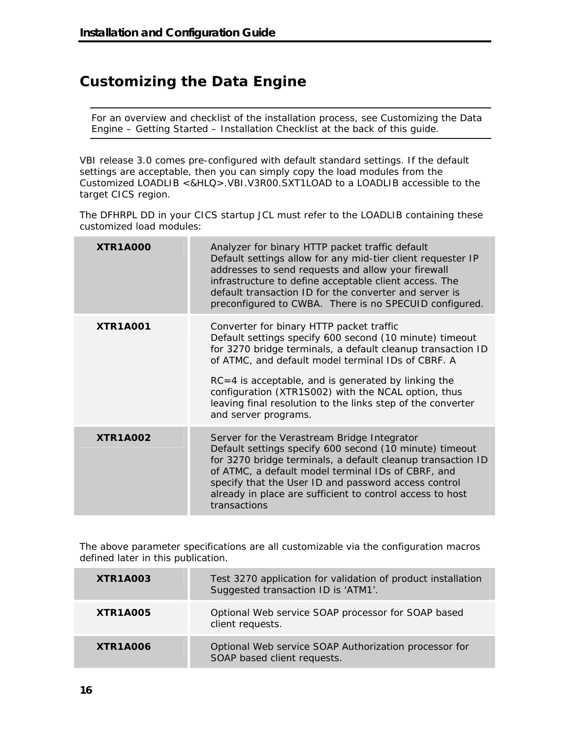# Customizing the Data Engine

For an overview and checklist of the installation process, see Customizing the Data Engine – Getting Started – Installation Checklist at the back of this guide.

VBI release 3.0 comes pre-configured with default standard settings. If the default settings are acceptable, then you can simply copy the load modules from the Customized LOADLIB <&HLQ>.VBI.V3R00.SXT1LOAD to a LOADLIB accessible to the target CICS region.

The DFHRPL DD in your CICS startup JCL must refer to the LOADLIB containing these customized load modules:

| | |
|---|---|
| **XTR1A000** | Analyzer for binary HTTP packet traffic default<br>Default settings allow for any mid-tier client requester IP addresses to send requests and allow your firewall infrastructure to define acceptable client access. The default transaction ID for the converter and server is preconfigured to CWBA. There is no SPECUID configured. |
| **XTR1A001** | Converter for binary HTTP packet traffic<br>Default settings specify 600 second (10 minute) timeout for 3270 bridge terminals, a default cleanup transaction ID of ATMC, and default model terminal IDs of CBRF. A<br><br>RC=4 is acceptable, and is generated by linking the configuration (XTR1S002) with the NCAL option, thus leaving final resolution to the links step of the converter and server programs. |
| **XTR1A002** | Server for the Verastream Bridge Integrator<br>Default settings specify 600 second (10 minute) timeout for 3270 bridge terminals, a default cleanup transaction ID of ATMC, a default model terminal IDs of CBRF, and specify that the User ID and password access control already in place are sufficient to control access to host transactions |

The above parameter specifications are all customizable via the configuration macros defined later in this publication.

| | |
|---|---|
| **XTR1A003** | Test 3270 application for validation of product installation<br>Suggested transaction ID is 'ATM1'. |
| **XTR1A005** | Optional Web service SOAP processor for SOAP based client requests. |
| **XTR1A006** | Optional Web service SOAP Authorization processor for SOAP based client requests. |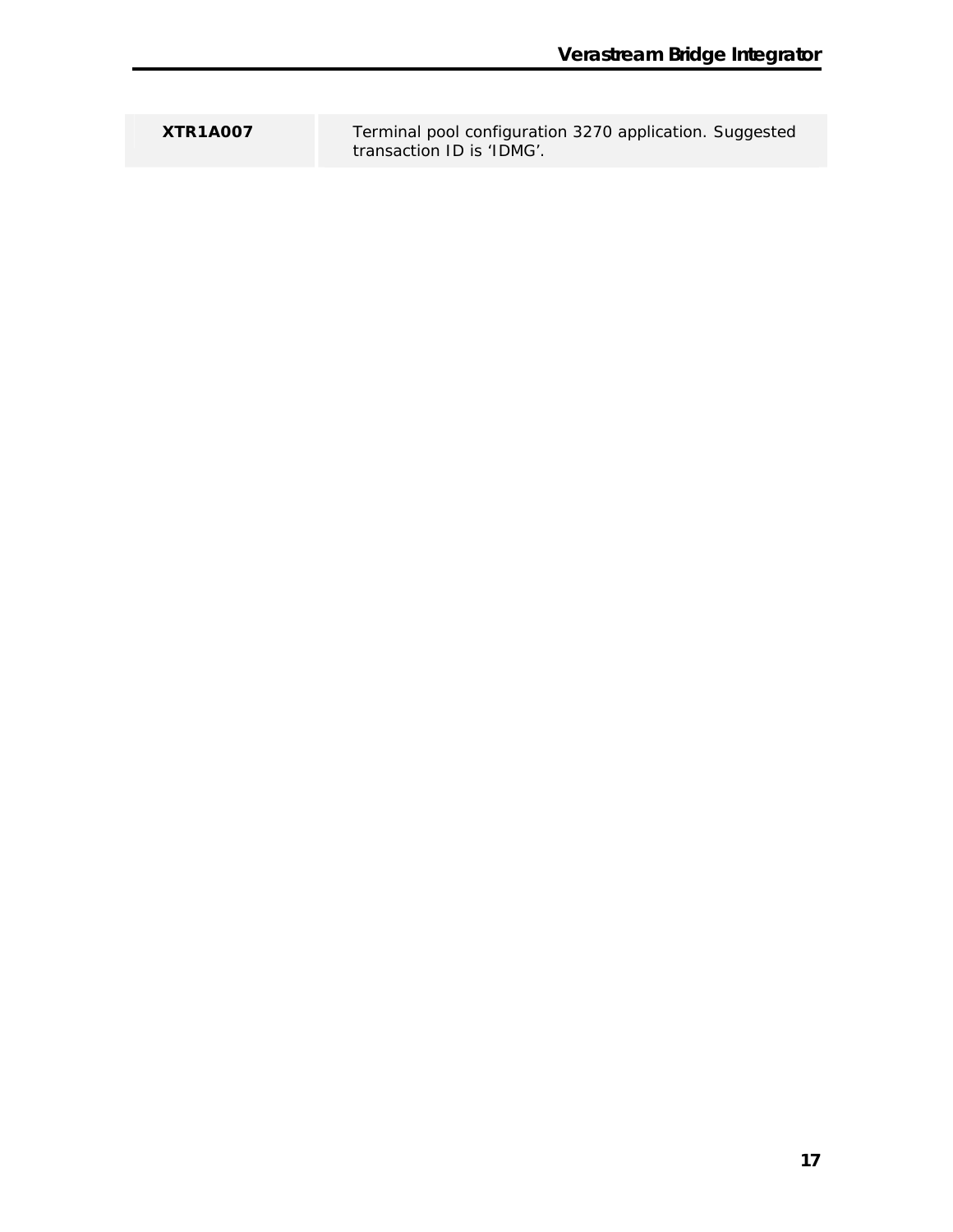| | |
|---|---|
| **XTR1A007** | Terminal pool configuration 3270 application. Suggested transaction ID is ‘IDMG’. |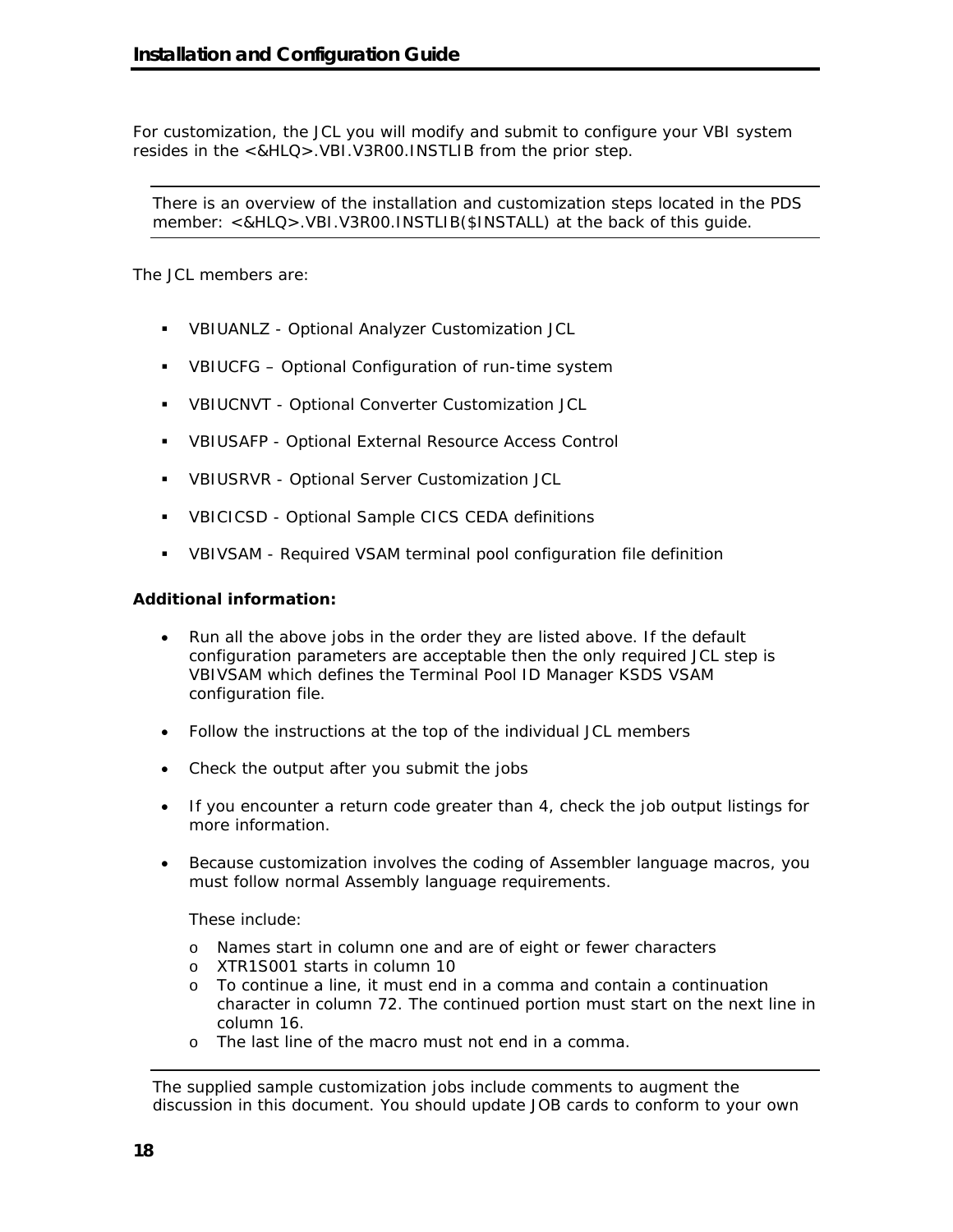For customization, the JCL you will modify and submit to configure your VBI system resides in the <&HLQ>.VBI.V3R00.INSTLIB from the prior step.

---

There is an overview of the installation and customization steps located in the PDS member: <&HLQ>.VBI.V3R00.INSTLIB($INSTALL) at the back of this guide.

---

The JCL members are:

- VBIUANLZ - Optional Analyzer Customization JCL
- VBIUCFG – Optional Configuration of run-time system
- VBIUCNVT - Optional Converter Customization JCL
- VBIUSAFP - Optional External Resource Access Control
- VBIUSRVR - Optional Server Customization JCL
- VBICICSD - Optional Sample CICS CEDA definitions
- VBIVSAM - Required VSAM terminal pool configuration file definition

**Additional information:**

- Run all the above jobs in the order they are listed above. If the default configuration parameters are acceptable then the only required JCL step is VBIVSAM which defines the Terminal Pool ID Manager KSDS VSAM configuration file.
- Follow the instructions at the top of the individual JCL members
- Check the output after you submit the jobs
- If you encounter a return code greater than 4, check the job output listings for more information.
- Because customization involves the coding of Assembler language macros, you must follow normal Assembly language requirements.

  These include:

  - Names start in column one and are of eight or fewer characters
  - XTR1S001 starts in column 10
  - To continue a line, it must end in a comma and contain a continuation character in column 72. The continued portion must start on the next line in column 16.
  - The last line of the macro must not end in a comma.

---

The supplied sample customization jobs include comments to augment the discussion in this document. You should update JOB cards to conform to your own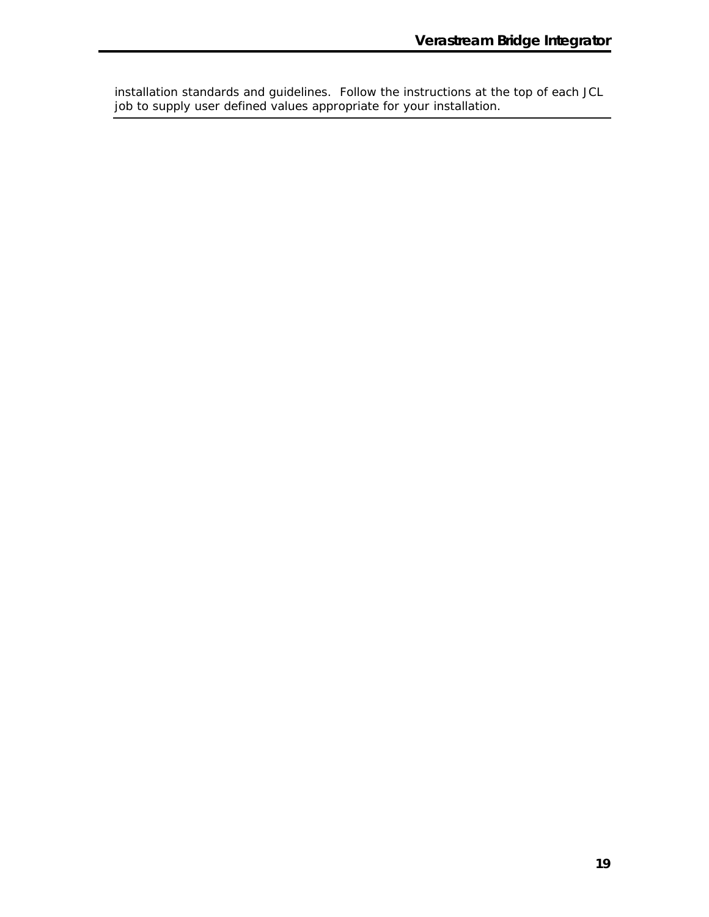installation standards and guidelines. Follow the instructions at the top of each JCL job to supply user defined values appropriate for your installation.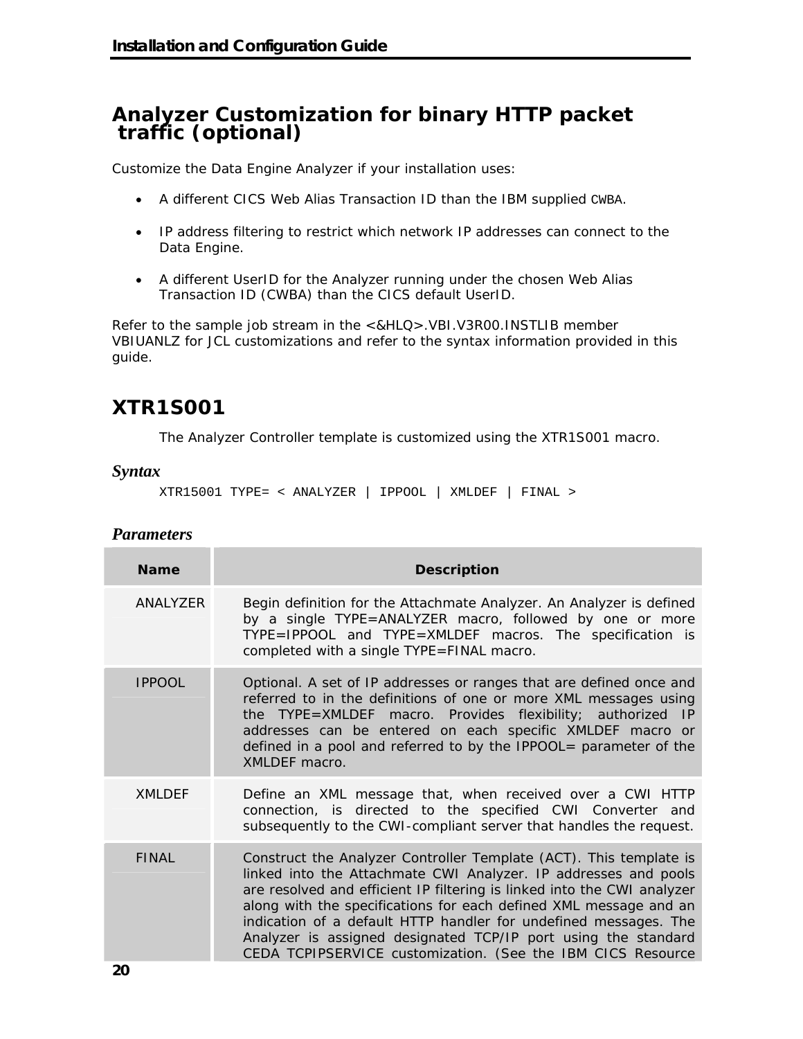## Analyzer Customization for binary HTTP packet traffic (optional)

Customize the Data Engine Analyzer if your installation uses:

- A different CICS Web Alias Transaction ID than the IBM supplied CWBA.
- IP address filtering to restrict which network IP addresses can connect to the Data Engine.
- A different UserID for the Analyzer running under the chosen Web Alias Transaction ID (CWBA) than the CICS default UserID.

Refer to the sample job stream in the <&HLQ>.VBI.V3R00.INSTLIB member VBIUANLZ for JCL customizations and refer to the syntax information provided in this guide.

## XTR1S001

The Analyzer Controller template is customized using the XTR1S001 macro.

### *Syntax*

```
XTR15001 TYPE= < ANALYZER | IPPOOL | XMLDEF | FINAL >
```

### *Parameters*

| Name | Description |
|---|---|
| ANALYZER | Begin definition for the Attachmate Analyzer. An Analyzer is defined by a single TYPE=ANALYZER macro, followed by one or more TYPE=IPPOOL and TYPE=XMLDEF macros. The specification is completed with a single TYPE=FINAL macro. |
| IPPOOL | Optional. A set of IP addresses or ranges that are defined once and referred to in the definitions of one or more XML messages using the TYPE=XMLDEF macro. Provides flexibility; authorized IP addresses can be entered on each specific XMLDEF macro or defined in a pool and referred to by the IPPOOL= parameter of the XMLDEF macro. |
| XMLDEF | Define an XML message that, when received over a CWI HTTP connection, is directed to the specified CWI Converter and subsequently to the CWI-compliant server that handles the request. |
| FINAL | Construct the Analyzer Controller Template (ACT). This template is linked into the Attachmate CWI Analyzer. IP addresses and pools are resolved and efficient IP filtering is linked into the CWI analyzer along with the specifications for each defined XML message and an indication of a default HTTP handler for undefined messages. The Analyzer is assigned designated TCP/IP port using the standard CEDA TCPIPSERVICE customization. (See the IBM CICS Resource |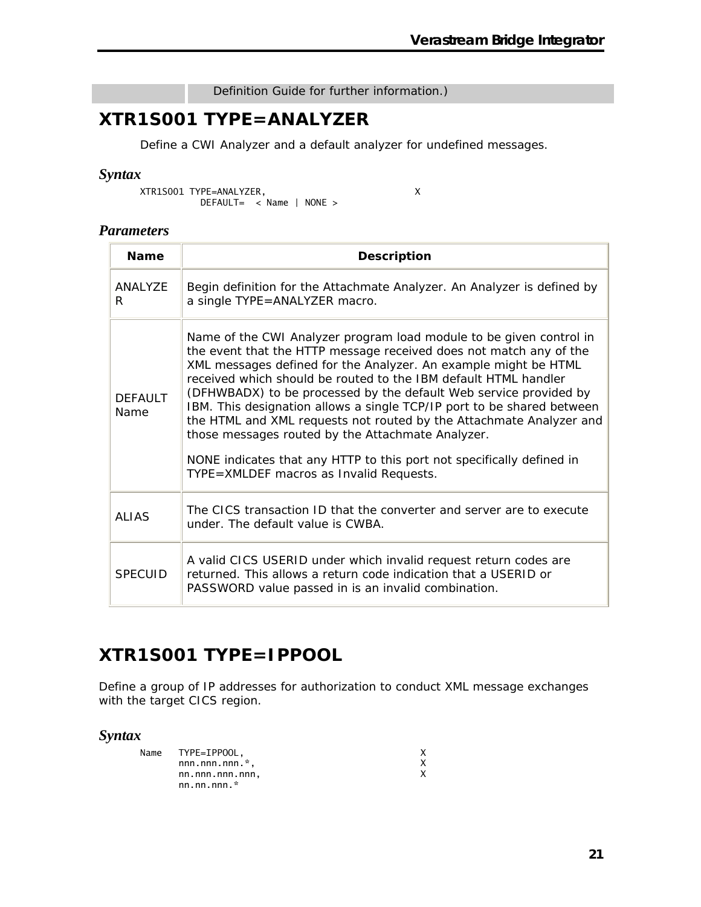| | Definition Guide for further information.) |
|---|---|

## XTR1S001 TYPE=ANALYZER

Define a CWI Analyzer and a default analyzer for undefined messages.

### *Syntax*

```
XTR1S001 TYPE=ANALYZER,                           X
             DEFAULT=  < Name | NONE >
```

### *Parameters*

| Name | Description |
|---|---|
| ANALYZER | Begin definition for the Attachmate Analyzer. An Analyzer is defined by a single TYPE=ANALYZER macro. |
| DEFAULT Name | Name of the CWI Analyzer program load module to be given control in the event that the HTTP message received does not match any of the XML messages defined for the Analyzer. An example might be HTML received which should be routed to the IBM default HTML handler (DFHWBADX) to be processed by the default Web service provided by IBM. This designation allows a single TCP/IP port to be shared between the HTML and XML requests not routed by the Attachmate Analyzer and those messages routed by the Attachmate Analyzer.<br><br>NONE indicates that any HTTP to this port not specifically defined in TYPE=XMLDEF macros as Invalid Requests. |
| ALIAS | The CICS transaction ID that the converter and server are to execute under. The default value is CWBA. |
| SPECUID | A valid CICS USERID under which invalid request return codes are returned. This allows a return code indication that a USERID or PASSWORD value passed in is an invalid combination. |

## XTR1S001 TYPE=IPPOOL

Define a group of IP addresses for authorization to conduct XML message exchanges with the target CICS region.

### *Syntax*

```
Name   TYPE=IPPOOL,                               X
       nnn.nnn.nnn.*,                             X
       nn.nnn.nnn.nnn,                            X
       nn.nn.nnn.*
```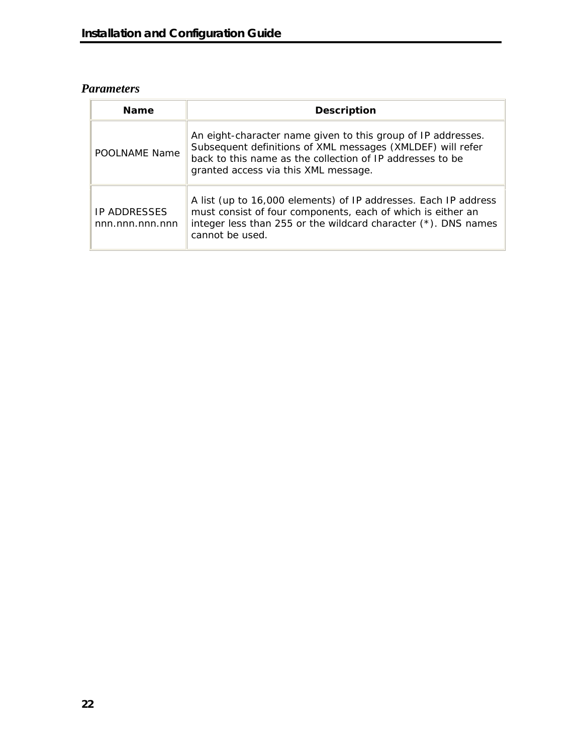### *Parameters*

| Name | Description |
|---|---|
| POOLNAME Name | An eight-character name given to this group of IP addresses. Subsequent definitions of XML messages (XMLDEF) will refer back to this name as the collection of IP addresses to be granted access via this XML message. |
| IP ADDRESSES nnn.nnn.nnn.nnn | A list (up to 16,000 elements) of IP addresses. Each IP address must consist of four components, each of which is either an integer less than 255 or the wildcard character (*). DNS names cannot be used. |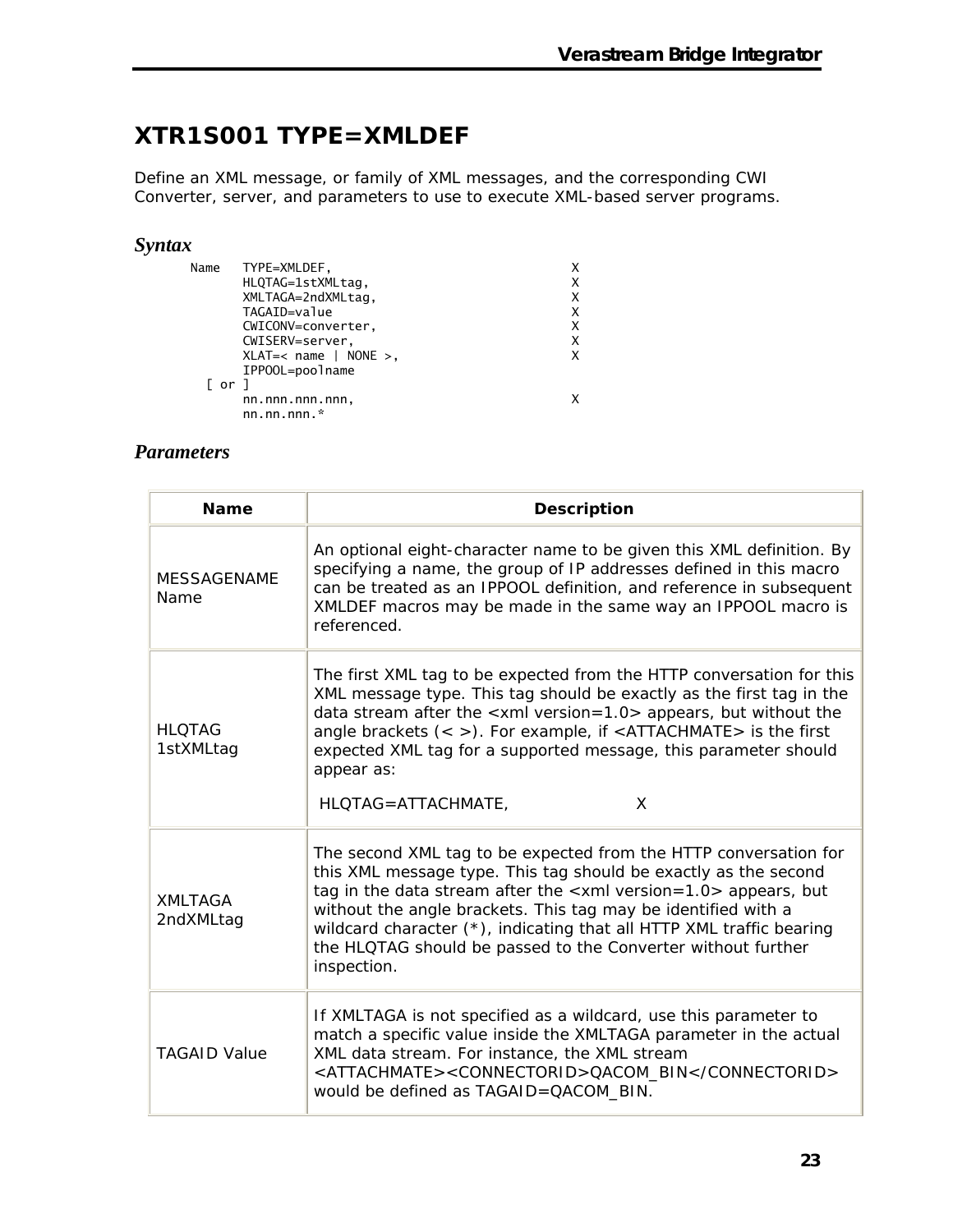# XTR1S001 TYPE=XMLDEF

Define an XML message, or family of XML messages, and the corresponding CWI Converter, server, and parameters to use to execute XML-based server programs.

## *Syntax*

```
Name   TYPE=XMLDEF,                               X
       HLQTAG=1stXMLtag,                          X
       XMLTAGA=2ndXMLtag,                         X
       TAGAID=value                               X
       CWICONV=converter,                         X
       CWISERV=server,                            X
       XLAT=< name | NONE >,                      X
       IPPOOL=poolname
  [ or ]
       nn.nnn.nnn.nnn,                            X
       nn.nn.nnn.*
```

## *Parameters*

| Name | Description |
|---|---|
| MESSAGENAME Name | An optional eight-character name to be given this XML definition. By specifying a name, the group of IP addresses defined in this macro can be treated as an IPPOOL definition, and reference in subsequent XMLDEF macros may be made in the same way an IPPOOL macro is referenced. |
| HLQTAG 1stXMLtag | The first XML tag to be expected from the HTTP conversation for this XML message type. This tag should be exactly as the first tag in the data stream after the <xml version=1.0> appears, but without the angle brackets (< >). For example, if <ATTACHMATE> is the first expected XML tag for a supported message, this parameter should appear as:<br><br>HLQTAG=ATTACHMATE, X |
| XMLTAGA 2ndXMLtag | The second XML tag to be expected from the HTTP conversation for this XML message type. This tag should be exactly as the second tag in the data stream after the <xml version=1.0> appears, but without the angle brackets. This tag may be identified with a wildcard character (*), indicating that all HTTP XML traffic bearing the HLQTAG should be passed to the Converter without further inspection. |
| TAGAID Value | If XMLTAGA is not specified as a wildcard, use this parameter to match a specific value inside the XMLTAGA parameter in the actual XML data stream. For instance, the XML stream <ATTACHMATE><CONNECTORID>QACOM_BIN</CONNECTORID> would be defined as TAGAID=QACOM_BIN. |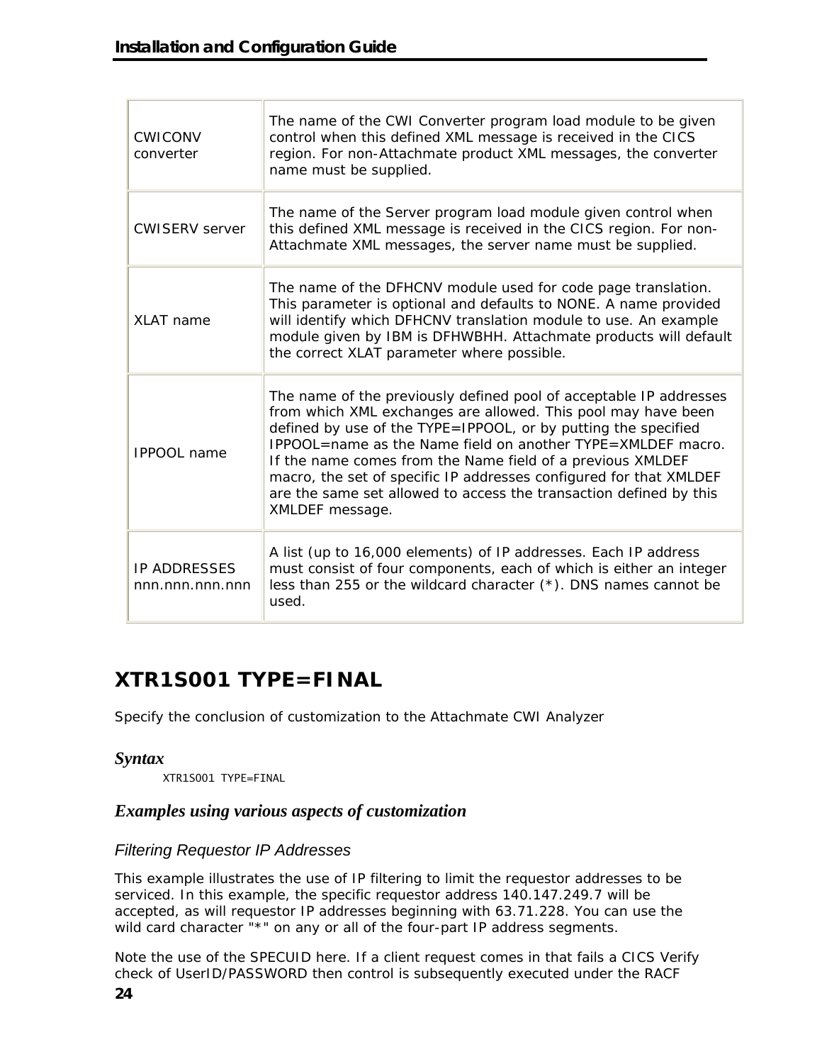| | |
|---|---|
| CWICONV converter | The name of the CWI Converter program load module to be given control when this defined XML message is received in the CICS region. For non-Attachmate product XML messages, the converter name must be supplied. |
| CWISERV server | The name of the Server program load module given control when this defined XML message is received in the CICS region. For non-Attachmate XML messages, the server name must be supplied. |
| XLAT name | The name of the DFHCNV module used for code page translation. This parameter is optional and defaults to NONE. A name provided will identify which DFHCNV translation module to use. An example module given by IBM is DFHWBHH. Attachmate products will default the correct XLAT parameter where possible. |
| IPPOOL name | The name of the previously defined pool of acceptable IP addresses from which XML exchanges are allowed. This pool may have been defined by use of the TYPE=IPPOOL, or by putting the specified IPPOOL=name as the Name field on another TYPE=XMLDEF macro. If the name comes from the Name field of a previous XMLDEF macro, the set of specific IP addresses configured for that XMLDEF are the same set allowed to access the transaction defined by this XMLDEF message. |
| IP ADDRESSES nnn.nnn.nnn.nnn | A list (up to 16,000 elements) of IP addresses. Each IP address must consist of four components, each of which is either an integer less than 255 or the wildcard character (*). DNS names cannot be used. |

## XTR1S001 TYPE=FINAL

Specify the conclusion of customization to the Attachmate CWI Analyzer

### *Syntax*

```
XTR1S001 TYPE=FINAL
```

### *Examples using various aspects of customization*

#### *Filtering Requestor IP Addresses*

This example illustrates the use of IP filtering to limit the requestor addresses to be serviced. In this example, the specific requestor address 140.147.249.7 will be accepted, as will requestor IP addresses beginning with 63.71.228. You can use the wild card character "*" on any or all of the four-part IP address segments.

Note the use of the SPECUID here. If a client request comes in that fails a CICS Verify check of UserID/PASSWORD then control is subsequently executed under the RACF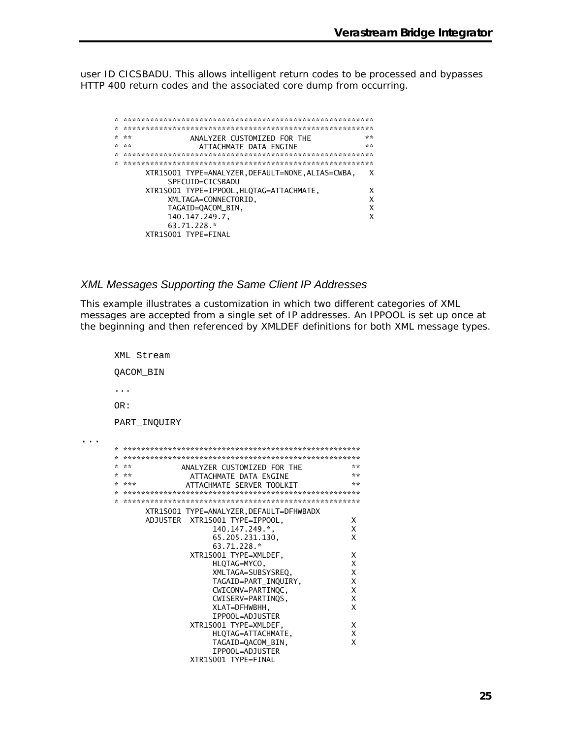user ID CICSBADU. This allows intelligent return codes to be processed and bypasses HTTP 400 return codes and the associated core dump from occurring.

```
* ***********************************************************
* ***********************************************************
* **              ANALYZER CUSTOMIZED FOR THE             **
* **                ATTACHMATE DATA ENGINE                **
* ***********************************************************
* ***********************************************************
       XTR1S001 TYPE=ANALYZER,DEFAULT=NONE,ALIAS=CWBA,   X
             SPECUID=CICSBADU
       XTR1S001 TYPE=IPPOOL,HLQTAG=ATTACHMATE,           X
             XMLTAGA=CONNECTORID,                        X
             TAGAID=QACOM_BIN,                           X
             140.147.249.7,                              X
             63.71.228.*
       XTR1S001 TYPE=FINAL
```

### XML Messages Supporting the Same Client IP Addresses

This example illustrates a customization in which two different categories of XML messages are accepted from a single set of IP addresses. An IPPOOL is set up once at the beginning and then referenced by XMLDEF definitions for both XML message types.

```
XML Stream

QACOM_BIN

...

OR:

PART_INQUIRY
```

...

```
* *********************************************************
* *********************************************************
* **           ANALYZER CUSTOMIZED FOR THE              **
* **             ATTACHMATE DATA ENGINE                 **
* ***           ATTACHMATE SERVER TOOLKIT               **
* *********************************************************
* *********************************************************
       XTR1S001 TYPE=ANALYZER,DEFAULT=DFHWBADX
       ADJUSTER  XTR1S001 TYPE=IPPOOL,                 X
                      140.147.249.*,                   X
                      65.205.231.130,                  X
                      63.71.228.*
                 XTR1S001 TYPE=XMLDEF,                 X
                      HLQTAG=MYCO,                     X
                      XMLTAGA=SUBSYSREQ,               X
                      TAGAID=PART_INQUIRY,             X
                      CWICONV=PARTINQC,                X
                      CWISERV=PARTINQS,                X
                      XLAT=DFHWBHH,                    X
                      IPPOOL=ADJUSTER
                 XTR1S001 TYPE=XMLDEF,                 X
                      HLQTAG=ATTACHMATE,               X
                      TAGAID=QACOM_BIN,                X
                      IPPOOL=ADJUSTER
                 XTR1S001 TYPE=FINAL
```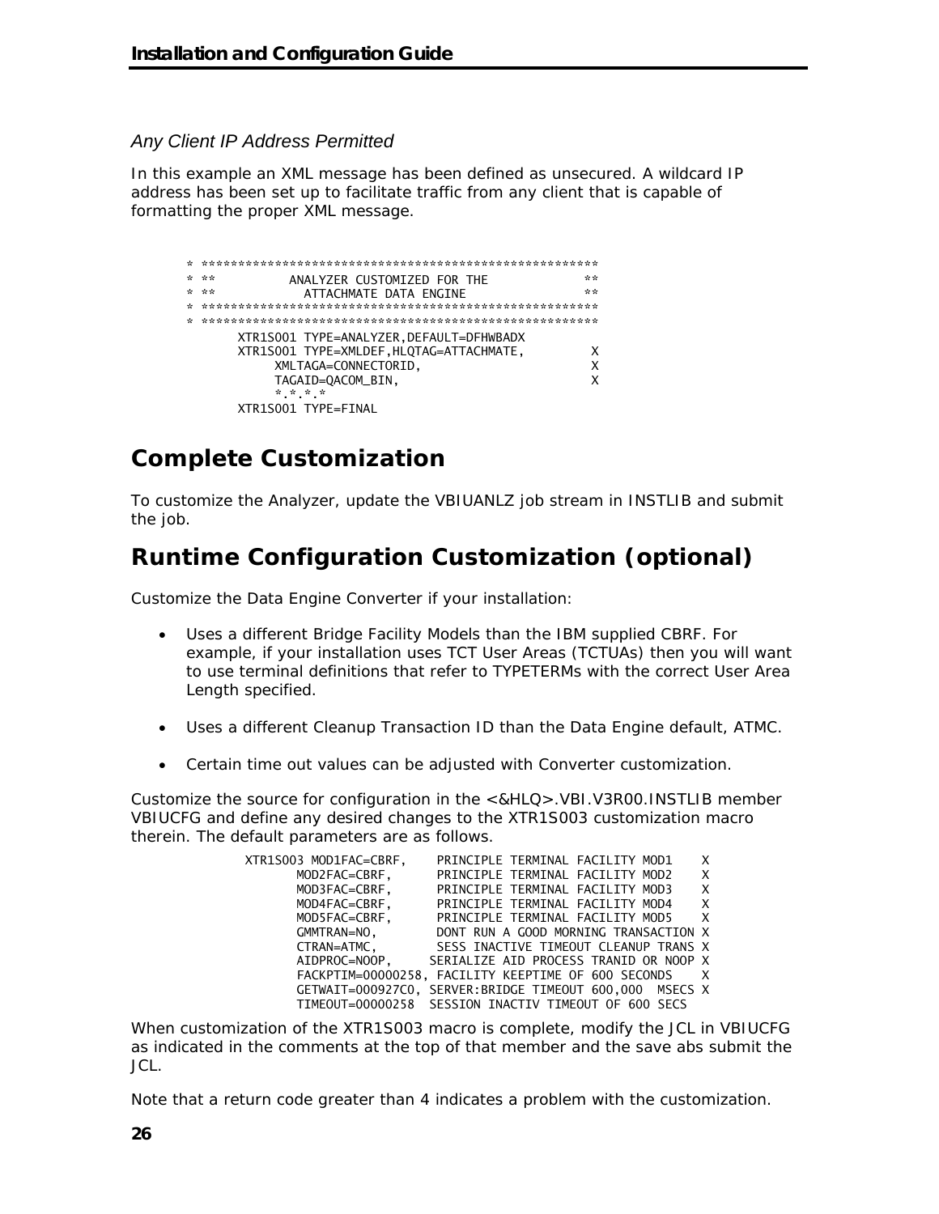*Any Client IP Address Permitted*

In this example an XML message has been defined as unsecured. A wildcard IP address has been set up to facilitate traffic from any client that is capable of formatting the proper XML message.

```
* ********************************************************
* **          ANALYZER CUSTOMIZED FOR THE              **
* **            ATTACHMATE DATA ENGINE                 **
* ********************************************************
* ********************************************************
       XTR1S001 TYPE=ANALYZER,DEFAULT=DFHWBADX
       XTR1S001 TYPE=XMLDEF,HLQTAG=ATTACHMATE,          X
            XMLTAGA=CONNECTORID,                        X
            TAGAID=QACOM_BIN,                           X
            *.*.*.*
       XTR1S001 TYPE=FINAL
```

## Complete Customization

To customize the Analyzer, update the VBIUANLZ job stream in INSTLIB and submit the job.

## Runtime Configuration Customization (optional)

Customize the Data Engine Converter if your installation:

- Uses a different Bridge Facility Models than the IBM supplied CBRF. For example, if your installation uses TCT User Areas (TCTUAs) then you will want to use terminal definitions that refer to TYPETERMs with the correct User Area Length specified.
- Uses a different Cleanup Transaction ID than the Data Engine default, ATMC.
- Certain time out values can be adjusted with Converter customization.

Customize the source for configuration in the <&HLQ>.VBI.V3R00.INSTLIB member VBIUCFG and define any desired changes to the XTR1S003 customization macro therein. The default parameters are as follows.

```
XTR1S003 MOD1FAC=CBRF,     PRINCIPLE TERMINAL FACILITY MOD1    X
       MOD2FAC=CBRF,       PRINCIPLE TERMINAL FACILITY MOD2    X
       MOD3FAC=CBRF,       PRINCIPLE TERMINAL FACILITY MOD3    X
       MOD4FAC=CBRF,       PRINCIPLE TERMINAL FACILITY MOD4    X
       MOD5FAC=CBRF,       PRINCIPLE TERMINAL FACILITY MOD5    X
       GMMTRAN=NO,         DONT RUN A GOOD MORNING TRANSACTION X
       CTRAN=ATMC,         SESS INACTIVE TIMEOUT CLEANUP TRANS X
       AIDPROC=NOOP,      SERIALIZE AID PROCESS TRANID OR NOOP X
       FACKPTIM=00000258, FACILITY KEEPTIME OF 600 SECONDS     X
       GETWAIT=000927C0, SERVER:BRIDGE TIMEOUT 600,000  MSECS X
       TIMEOUT=00000258  SESSION INACTIV TIMEOUT OF 600 SECS
```

When customization of the XTR1S003 macro is complete, modify the JCL in VBIUCFG as indicated in the comments at the top of that member and the save abs submit the JCL.

Note that a return code greater than 4 indicates a problem with the customization.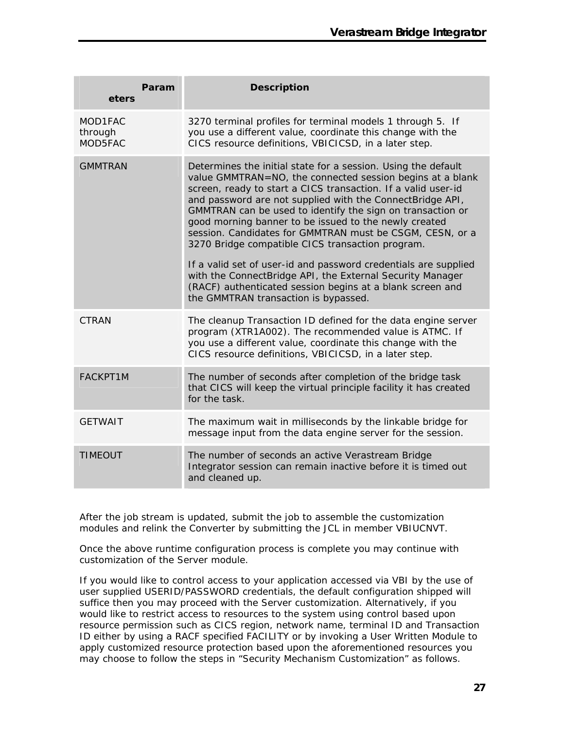| Parameters | Description |
|---|---|
| MOD1FAC through MOD5FAC | 3270 terminal profiles for terminal models 1 through 5. If you use a different value, coordinate this change with the CICS resource definitions, VBICICSD, in a later step. |
| GMMTRAN | Determines the initial state for a session. Using the default value GMMTRAN=NO, the connected session begins at a blank screen, ready to start a CICS transaction. If a valid user-id and password are not supplied with the ConnectBridge API, GMMTRAN can be used to identify the sign on transaction or good morning banner to be issued to the newly created session. Candidates for GMMTRAN must be CSGM, CESN, or a 3270 Bridge compatible CICS transaction program.<br><br>If a valid set of user-id and password credentials are supplied with the ConnectBridge API, the External Security Manager (RACF) authenticated session begins at a blank screen and the GMMTRAN transaction is bypassed. |
| CTRAN | The cleanup Transaction ID defined for the data engine server program (XTR1A002). The recommended value is ATMC. If you use a different value, coordinate this change with the CICS resource definitions, VBICICSD, in a later step. |
| FACKPT1M | The number of seconds after completion of the bridge task that CICS will keep the virtual principle facility it has created for the task. |
| GETWAIT | The maximum wait in milliseconds by the linkable bridge for message input from the data engine server for the session. |
| TIMEOUT | The number of seconds an active Verastream Bridge Integrator session can remain inactive before it is timed out and cleaned up. |

After the job stream is updated, submit the job to assemble the customization modules and relink the Converter by submitting the JCL in member VBIUCNVT.

Once the above runtime configuration process is complete you may continue with customization of the Server module.

If you would like to control access to your application accessed via VBI by the use of user supplied USERID/PASSWORD credentials, the default configuration shipped will suffice then you may proceed with the Server customization. Alternatively, if you would like to restrict access to resources to the system using control based upon resource permission such as CICS region, network name, terminal ID and Transaction ID either by using a RACF specified FACILITY or by invoking a User Written Module to apply customized resource protection based upon the aforementioned resources you may choose to follow the steps in "Security Mechanism Customization" as follows.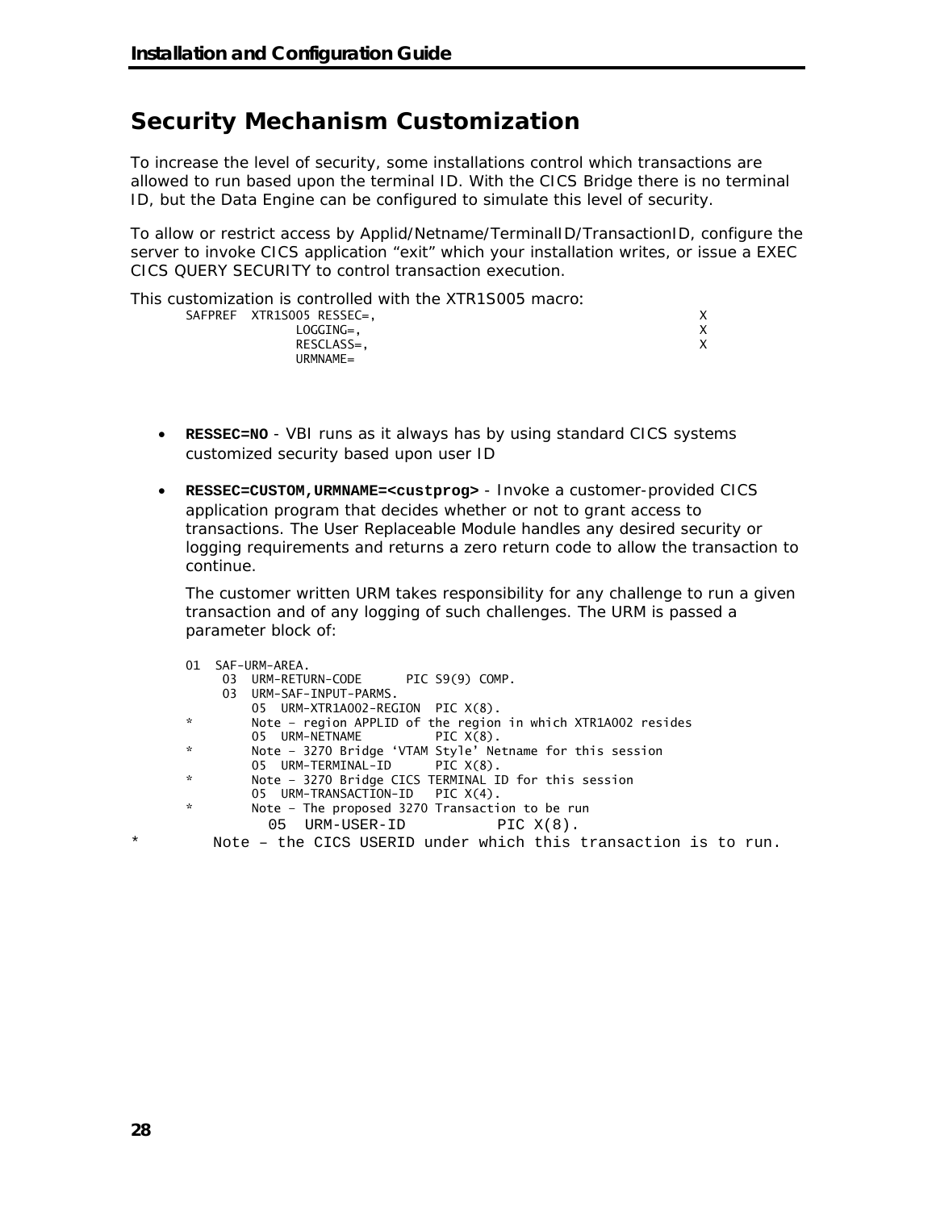# Security Mechanism Customization

To increase the level of security, some installations control which transactions are allowed to run based upon the terminal ID. With the CICS Bridge there is no terminal ID, but the Data Engine can be configured to simulate this level of security.

To allow or restrict access by Applid/Netname/TerminalID/TransactionID, configure the server to invoke CICS application "exit" which your installation writes, or issue a EXEC CICS QUERY SECURITY to control transaction execution.

This customization is controlled with the XTR1S005 macro:

```
SAFPREF  XTR1S005 RESSEC=,                                         X
               LOGGING=,                                           X
               RESCLASS=,                                          X
               URMNAME=
```

- **RESSEC=NO** - VBI runs as it always has by using standard CICS systems customized security based upon user ID
- **RESSEC=CUSTOM,URMNAME=<custprog>** - Invoke a customer-provided CICS application program that decides whether or not to grant access to transactions. The User Replaceable Module handles any desired security or logging requirements and returns a zero return code to allow the transaction to continue.

  The customer written URM takes responsibility for any challenge to run a given transaction and of any logging of such challenges. The URM is passed a parameter block of:

```
01  SAF-URM-AREA.
     03  URM-RETURN-CODE      PIC S9(9) COMP.
     03  URM-SAF-INPUT-PARMS.
         05  URM-XTR1A002-REGION  PIC X(8).
*        Note - region APPLID of the region in which XTR1A002 resides
         05  URM-NETNAME          PIC X(8).
*        Note - 3270 Bridge 'VTAM Style' Netname for this session
         05  URM-TERMINAL-ID      PIC X(8).
*        Note - 3270 Bridge CICS TERMINAL ID for this session
         05  URM-TRANSACTION-ID   PIC X(4).
*        Note - The proposed 3270 Transaction to be run
         05  URM-USER-ID          PIC X(8).
*        Note – the CICS USERID under which this transaction is to run.
```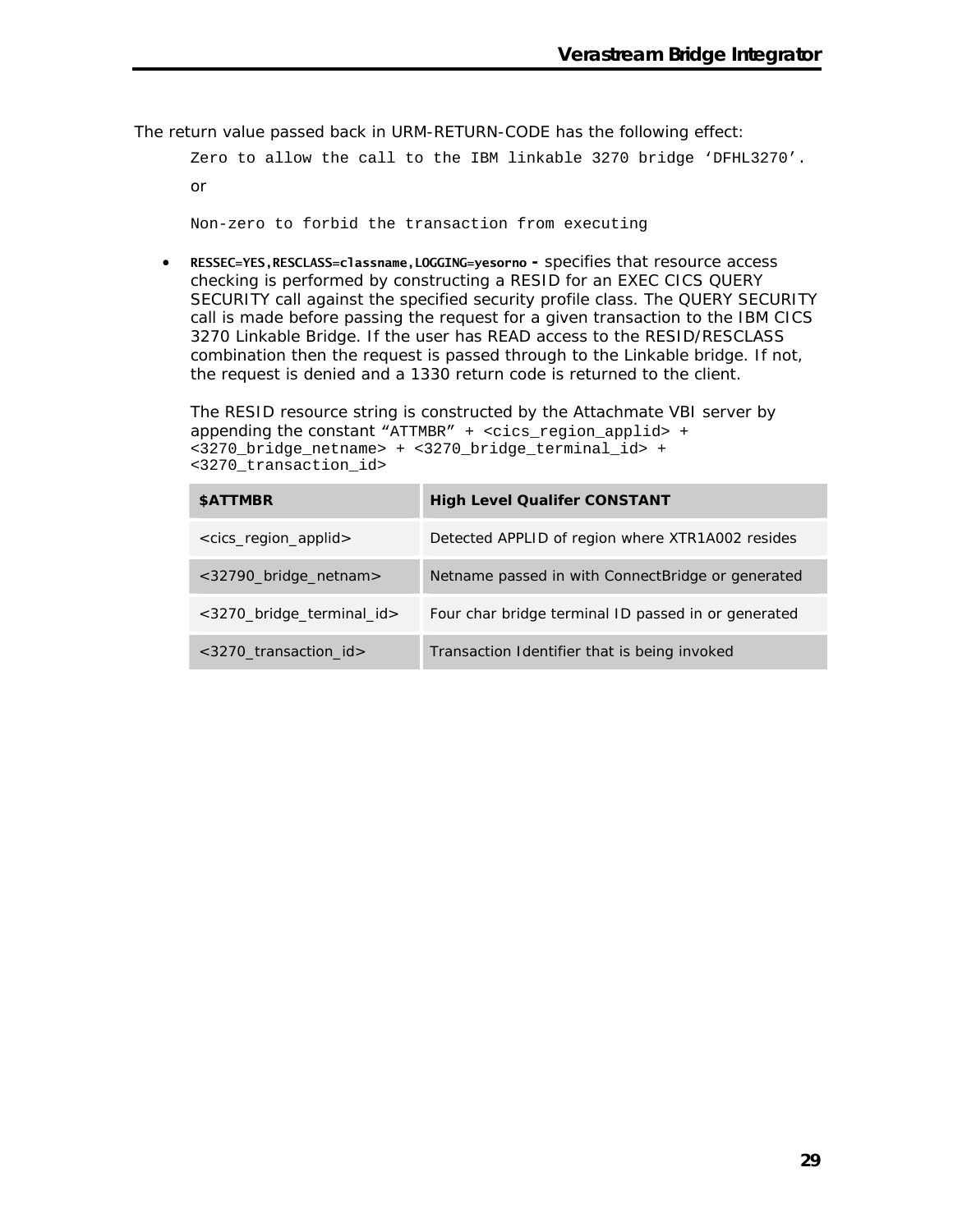The return value passed back in URM-RETURN-CODE has the following effect:

```
Zero to allow the call to the IBM linkable 3270 bridge 'DFHL3270'.
```

or

```
Non-zero to forbid the transaction from executing
```

- **RESSEC=YES,RESCLASS=classname,LOGGING=yesorno -** specifies that resource access checking is performed by constructing a RESID for an EXEC CICS QUERY SECURITY call against the specified security profile class. The QUERY SECURITY call is made before passing the request for a given transaction to the IBM CICS 3270 Linkable Bridge. If the user has READ access to the RESID/RESCLASS combination then the request is passed through to the Linkable bridge. If not, the request is denied and a 1330 return code is returned to the client.

  The RESID resource string is constructed by the Attachmate VBI server by appending the constant "ATTMBR" + <cics_region_applid> + <3270_bridge_netname> + <3270_bridge_terminal_id> + <3270_transaction_id>

| $ATTMBR | High Level Qualifer CONSTANT |
|---|---|
| <cics_region_applid> | Detected APPLID of region where XTR1A002 resides |
| <32790_bridge_netnam> | Netname passed in with ConnectBridge or generated |
| <3270_bridge_terminal_id> | Four char bridge terminal ID passed in or generated |
| <3270_transaction_id> | Transaction Identifier that is being invoked |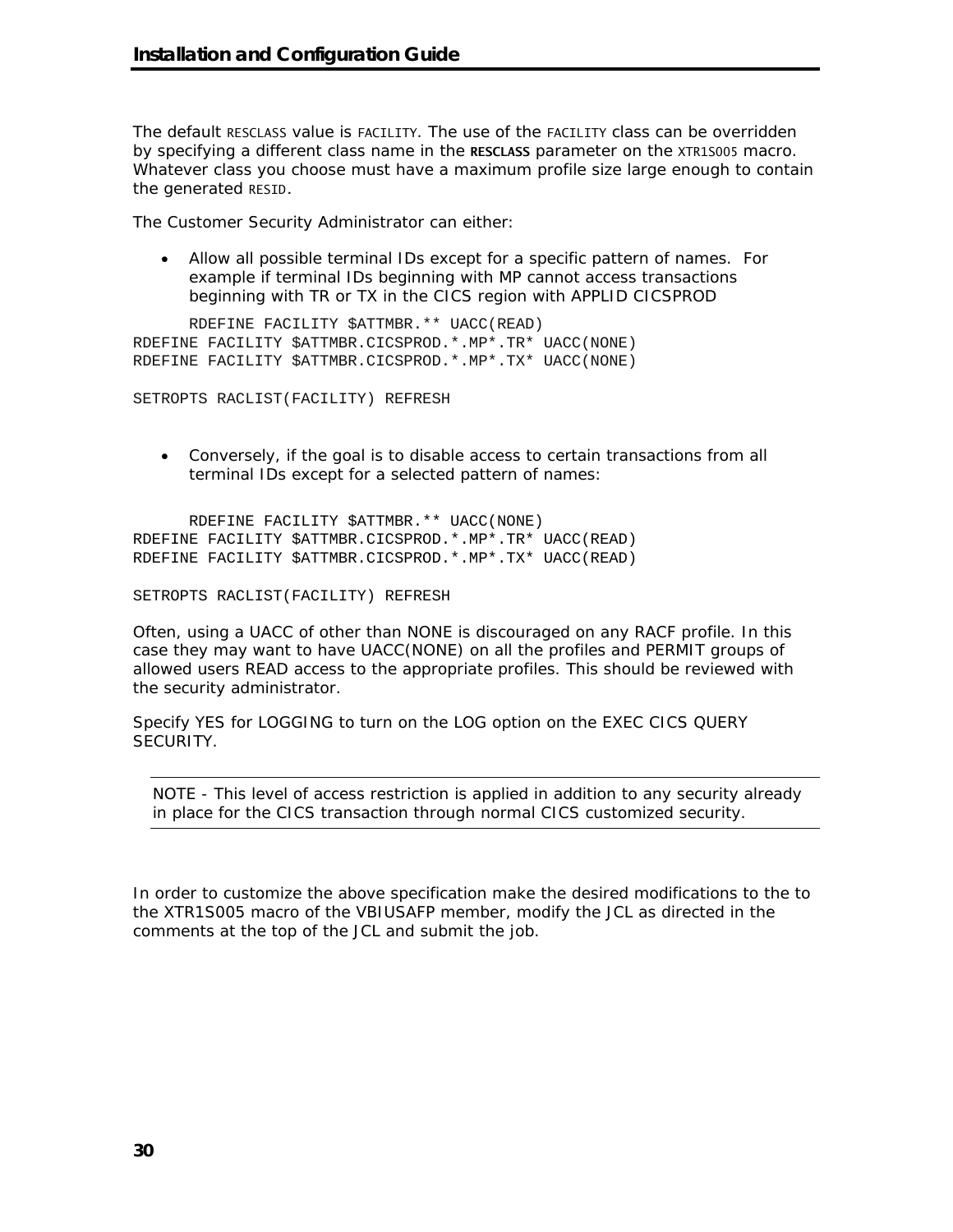The default RESCLASS value is FACILITY. The use of the FACILITY class can be overridden by specifying a different class name in the **RESCLASS** parameter on the XTR1S005 macro. Whatever class you choose must have a maximum profile size large enough to contain the generated RESID.

The Customer Security Administrator can either:

- Allow all possible terminal IDs except for a specific pattern of names. For example if terminal IDs beginning with MP cannot access transactions beginning with TR or TX in the CICS region with APPLID CICSPROD

```
      RDEFINE FACILITY $ATTMBR.** UACC(READ)
RDEFINE FACILITY $ATTMBR.CICSPROD.*.MP*.TR* UACC(NONE)
RDEFINE FACILITY $ATTMBR.CICSPROD.*.MP*.TX* UACC(NONE)

SETROPTS RACLIST(FACILITY) REFRESH
```

- Conversely, if the goal is to disable access to certain transactions from all terminal IDs except for a selected pattern of names:

```
      RDEFINE FACILITY $ATTMBR.** UACC(NONE)
RDEFINE FACILITY $ATTMBR.CICSPROD.*.MP*.TR* UACC(READ)
RDEFINE FACILITY $ATTMBR.CICSPROD.*.MP*.TX* UACC(READ)

SETROPTS RACLIST(FACILITY) REFRESH
```

Often, using a UACC of other than NONE is discouraged on any RACF profile. In this case they may want to have UACC(NONE) on all the profiles and PERMIT groups of allowed users READ access to the appropriate profiles. This should be reviewed with the security administrator.

Specify YES for LOGGING to turn on the LOG option on the EXEC CICS QUERY SECURITY.

---

NOTE - This level of access restriction is applied in addition to any security already in place for the CICS transaction through normal CICS customized security.

---

In order to customize the above specification make the desired modifications to the to the XTR1S005 macro of the VBIUSAFP member, modify the JCL as directed in the comments at the top of the JCL and submit the job.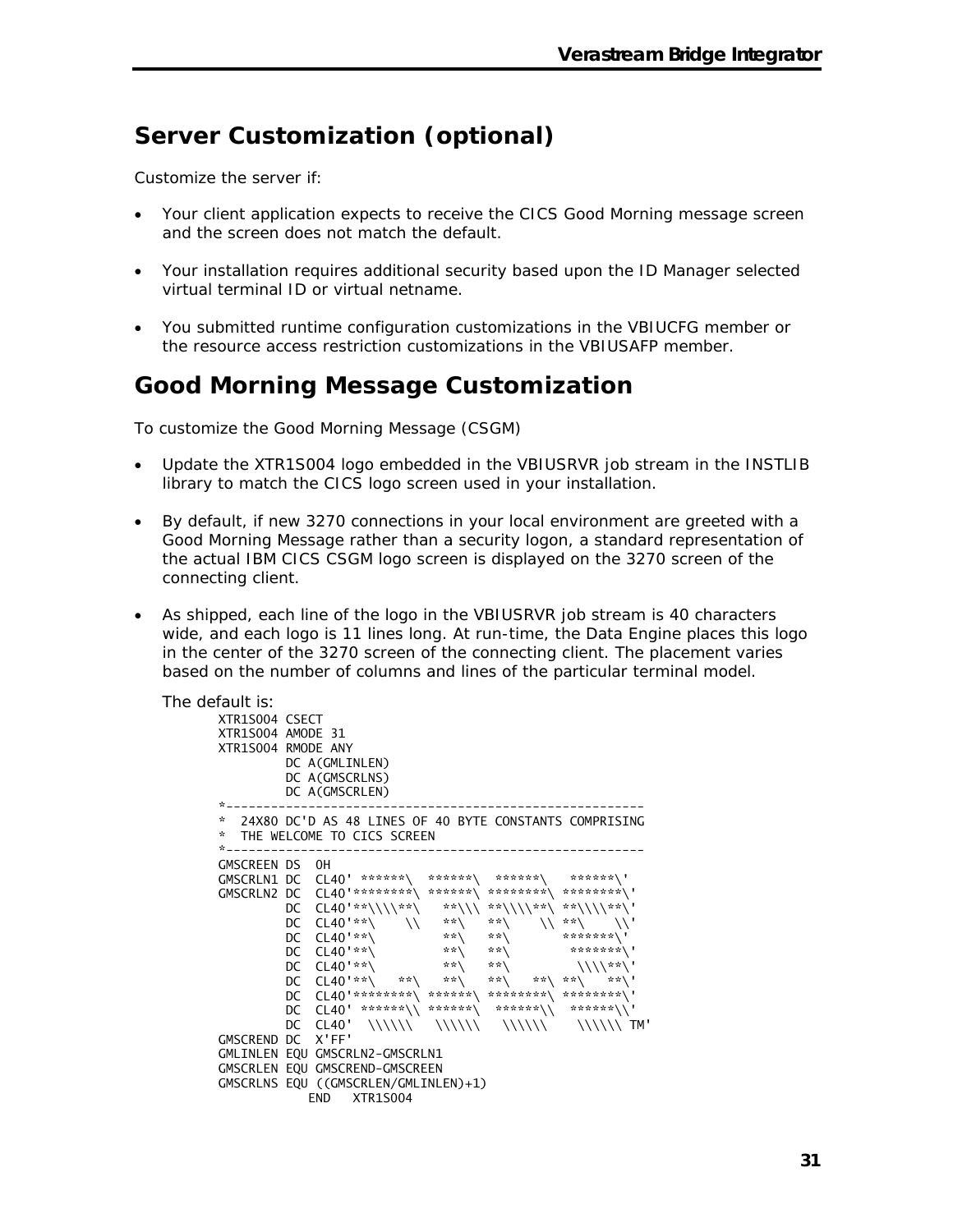# Server Customization (optional)

Customize the server if:

- Your client application expects to receive the CICS Good Morning message screen and the screen does not match the default.
- Your installation requires additional security based upon the ID Manager selected virtual terminal ID or virtual netname.
- You submitted runtime configuration customizations in the VBIUCFG member or the resource access restriction customizations in the VBIUSAFP member.

# Good Morning Message Customization

To customize the Good Morning Message (CSGM)

- Update the XTR1S004 logo embedded in the VBIUSRVR job stream in the INSTLIB library to match the CICS logo screen used in your installation.
- By default, if new 3270 connections in your local environment are greeted with a Good Morning Message rather than a security logon, a standard representation of the actual IBM CICS CSGM logo screen is displayed on the 3270 screen of the connecting client.
- As shipped, each line of the logo in the VBIUSRVR job stream is 40 characters wide, and each logo is 11 lines long. At run-time, the Data Engine places this logo in the center of the 3270 screen of the connecting client. The placement varies based on the number of columns and lines of the particular terminal model.

  The default is:

```
XTR1S004 CSECT
XTR1S004 AMODE 31
XTR1S004 RMODE ANY
         DC A(GMLINLEN)
         DC A(GMSCRLNS)
         DC A(GMSCRLEN)
*--------------------------------------------------------
*  24X80 DC'D AS 48 LINES OF 40 BYTE CONSTANTS COMPRISING
*  THE WELCOME TO CICS SCREEN
*--------------------------------------------------------
GMSCREEN DS  0H
GMSCRLN1 DC  CL40' ******\  ******\  ******\   ******\'
GMSCRLN2 DC  CL40'********\ ******\ ********\ ********\'
         DC  CL40'**\\\\**\   **\\\ **\\\\**\ **\\\\**\'
         DC  CL40'**\    \\   **\   **\    \\ **\    \\'
         DC  CL40'**\         **\   **\       *******\'
         DC  CL40'**\         **\   **\        *******\'
         DC  CL40'**\         **\   **\         \\\\**\'
         DC  CL40'**\   **\   **\   **\   **\ **\   **\'
         DC  CL40'********\ ******\ ********\ ********\'
         DC  CL40' ******\\ ******\  ******\\  ******\\'
         DC  CL40'  \\\\\\   \\\\\\   \\\\\\    \\\\\\ TM'
GMSCREND DC  X'FF'
GMLINLEN EQU GMSCRLN2-GMSCRLN1
GMSCRLEN EQU GMSCREND-GMSCREEN
GMSCRLNS EQU ((GMSCRLEN/GMLINLEN)+1)
             END   XTR1S004
```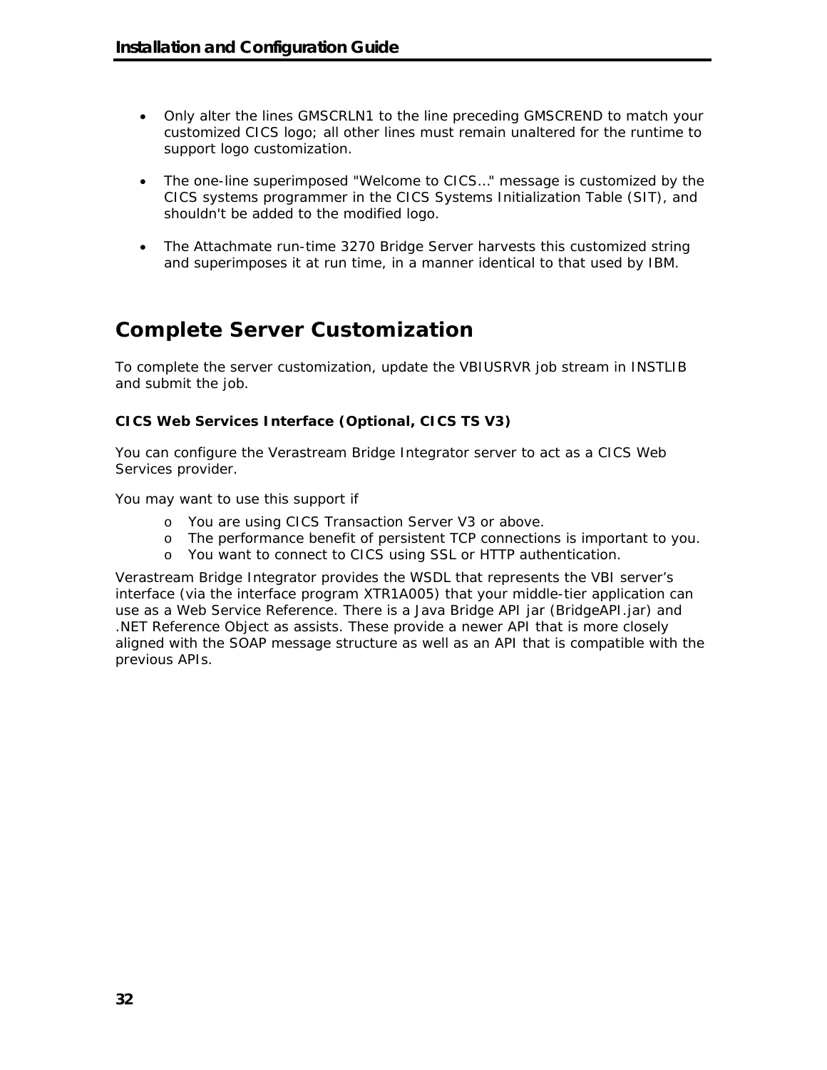- Only alter the lines GMSCRLN1 to the line preceding GMSCREND to match your customized CICS logo; all other lines must remain unaltered for the runtime to support logo customization.

- The one-line superimposed "Welcome to CICS..." message is customized by the CICS systems programmer in the CICS Systems Initialization Table (SIT), and shouldn't be added to the modified logo.

- The Attachmate run-time 3270 Bridge Server harvests this customized string and superimposes it at run time, in a manner identical to that used by IBM.

## Complete Server Customization

To complete the server customization, update the VBIUSRVR job stream in INSTLIB and submit the job.

### CICS Web Services Interface (Optional, CICS TS V3)

You can configure the Verastream Bridge Integrator server to act as a CICS Web Services provider.

You may want to use this support if

- You are using CICS Transaction Server V3 or above.
- The performance benefit of persistent TCP connections is important to you.
- You want to connect to CICS using SSL or HTTP authentication.

Verastream Bridge Integrator provides the WSDL that represents the VBI server's interface (via the interface program XTR1A005) that your middle-tier application can use as a Web Service Reference. There is a Java Bridge API jar (BridgeAPI.jar) and .NET Reference Object as assists. These provide a newer API that is more closely aligned with the SOAP message structure as well as an API that is compatible with the previous APIs.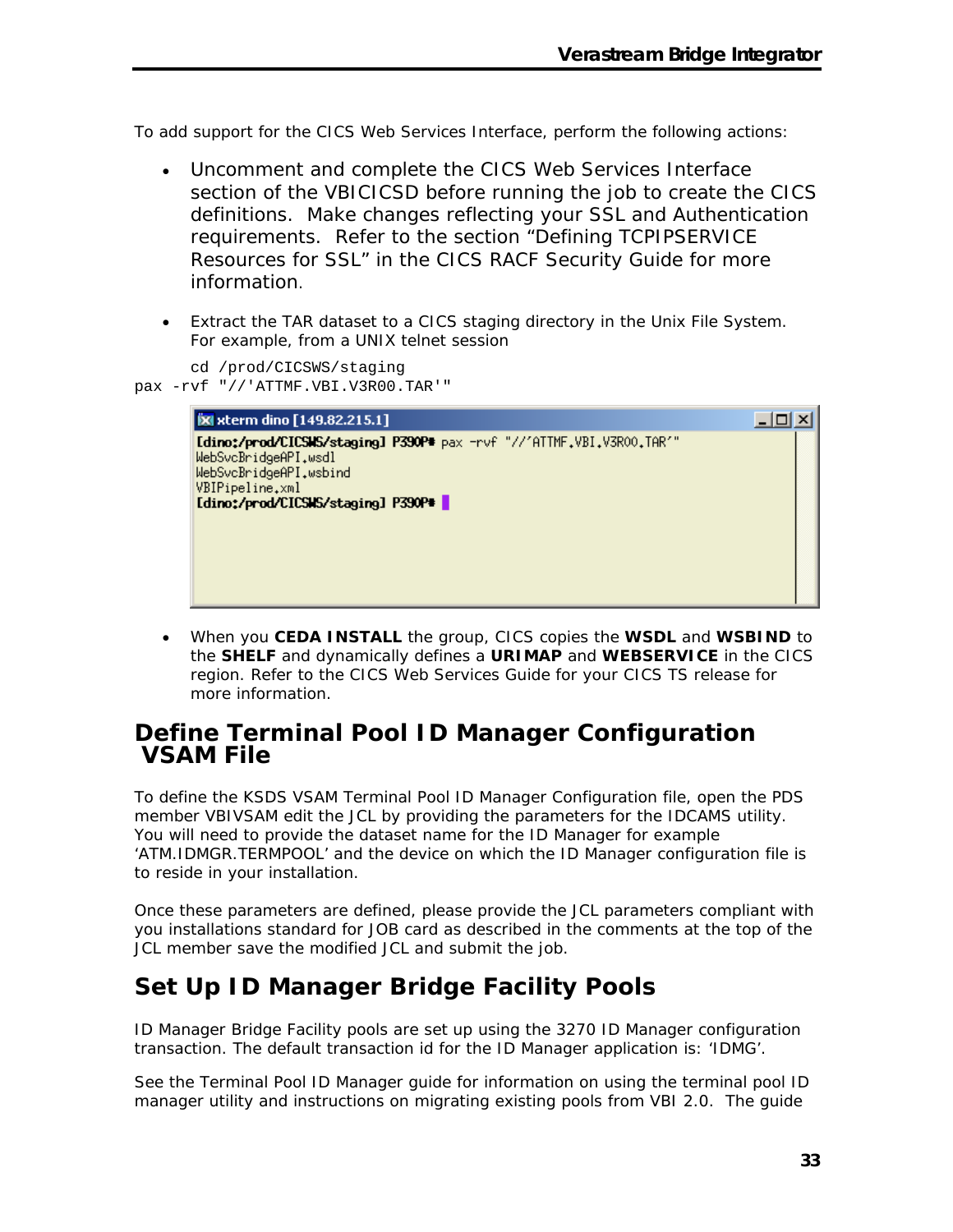To add support for the CICS Web Services Interface, perform the following actions:

- Uncomment and complete the CICS Web Services Interface section of the VBICICSD before running the job to create the CICS definitions.  Make changes reflecting your SSL and Authentication requirements.  Refer to the section "Defining TCPIPSERVICE Resources for SSL" in the CICS RACF Security Guide for more information.

- Extract the TAR dataset to a CICS staging directory in the Unix File System. For example, from a UNIX telnet session

```
cd /prod/CICSWS/staging
pax -rvf "//'ATTMF.VBI.V3R00.TAR'"
```

```
[dino:/prod/CICSWS/staging] P390P# pax -rvf "//'ATTMF.VBI.V3R00.TAR'"
WebSvcBridgeAPI.wsdl
WebSvcBridgeAPI.wsbind
VBIPipeline.xml
[dino:/prod/CICSWS/staging] P390P#
```

- When you **CEDA INSTALL** the group, CICS copies the **WSDL** and **WSBIND** to the **SHELF** and dynamically defines a **URIMAP** and **WEBSERVICE** in the CICS region. Refer to the CICS Web Services Guide for your CICS TS release for more information.

## Define Terminal Pool ID Manager Configuration VSAM File

To define the KSDS VSAM Terminal Pool ID Manager Configuration file, open the PDS member VBIVSAM edit the JCL by providing the parameters for the IDCAMS utility. You will need to provide the dataset name for the ID Manager for example 'ATM.IDMGR.TERMPOOL' and the device on which the ID Manager configuration file is to reside in your installation.

Once these parameters are defined, please provide the JCL parameters compliant with you installations standard for JOB card as described in the comments at the top of the JCL member save the modified JCL and submit the job.

## Set Up ID Manager Bridge Facility Pools

ID Manager Bridge Facility pools are set up using the 3270 ID Manager configuration transaction. The default transaction id for the ID Manager application is: 'IDMG'.

See the Terminal Pool ID Manager guide for information on using the terminal pool ID manager utility and instructions on migrating existing pools from VBI 2.0.  The guide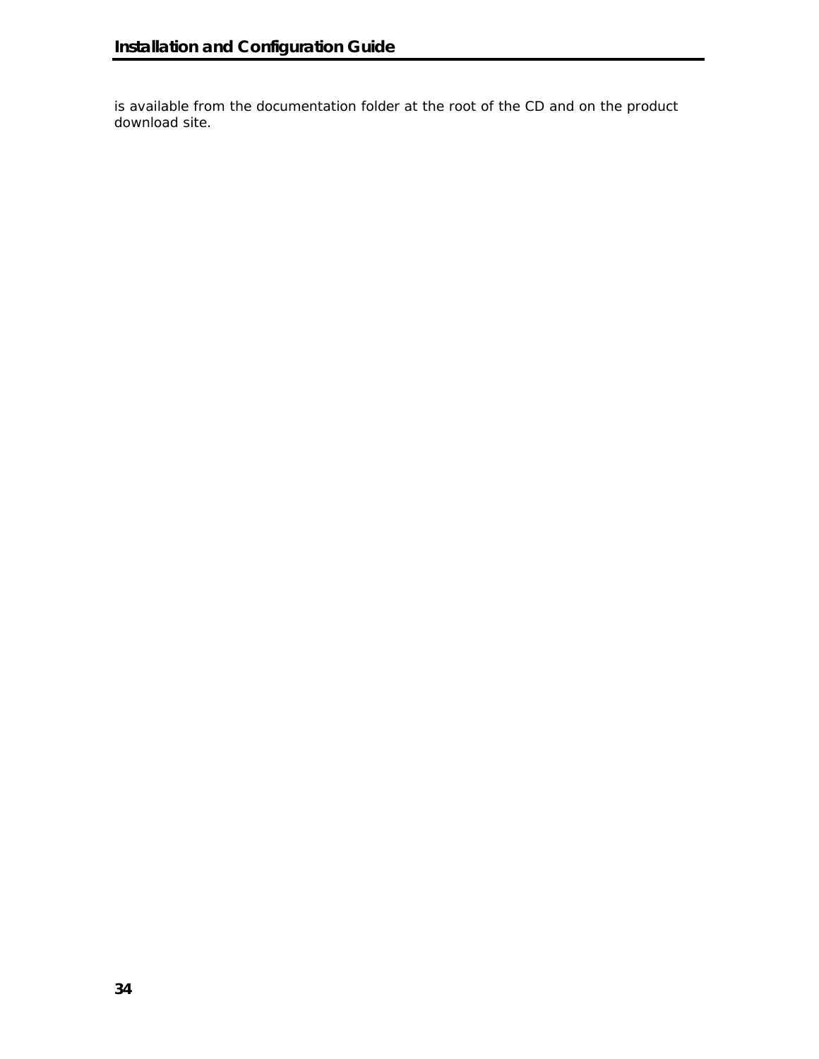is available from the documentation folder at the root of the CD and on the product download site.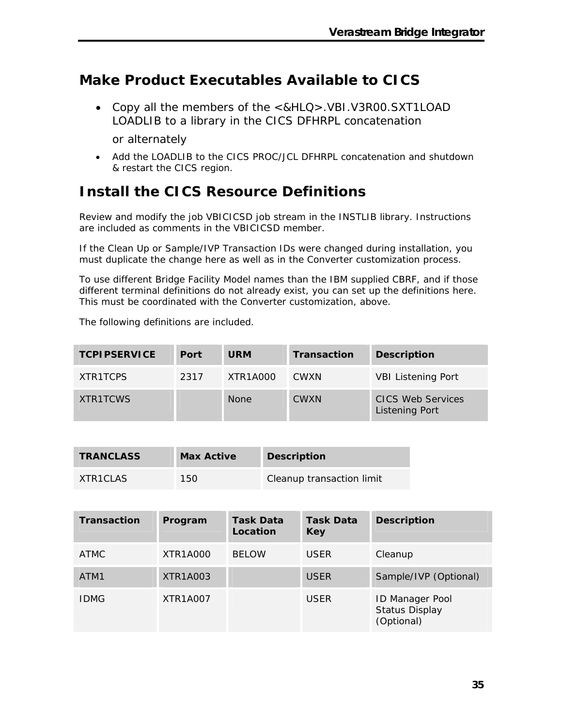## Make Product Executables Available to CICS

- Copy all the members of the <&HLQ>.VBI.V3R00.SXT1LOAD LOADLIB to a library in the CICS DFHRPL concatenation

  or alternately

- Add the LOADLIB to the CICS PROC/JCL DFHRPL concatenation and shutdown & restart the CICS region.

## Install the CICS Resource Definitions

Review and modify the job VBICICSD job stream in the INSTLIB library. Instructions are included as comments in the VBICICSD member.

If the Clean Up or Sample/IVP Transaction IDs were changed during installation, you must duplicate the change here as well as in the Converter customization process.

To use different Bridge Facility Model names than the IBM supplied CBRF, and if those different terminal definitions do not already exist, you can set up the definitions here. This must be coordinated with the Converter customization, above.

The following definitions are included.

| TCPIPSERVICE | Port | URM | Transaction | Description |
|---|---|---|---|---|
| XTR1TCPS | 2317 | XTR1A000 | CWXN | VBI Listening Port |
| XTR1TCWS | | None | CWXN | CICS Web Services Listening Port |

| TRANCLASS | Max Active | Description |
|---|---|---|
| XTR1CLAS | 150 | Cleanup transaction limit |

| Transaction | Program | Task Data Location | Task Data Key | Description |
|---|---|---|---|---|
| ATMC | XTR1A000 | BELOW | USER | Cleanup |
| ATM1 | XTR1A003 | | USER | Sample/IVP (Optional) |
| IDMG | XTR1A007 | | USER | ID Manager Pool Status Display (Optional) |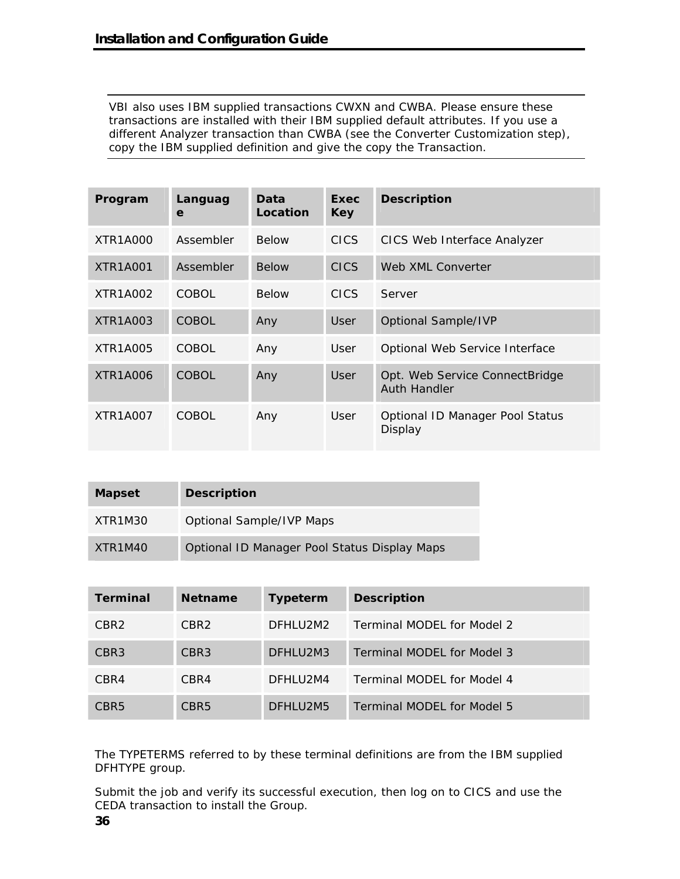VBI also uses IBM supplied transactions CWXN and CWBA. Please ensure these transactions are installed with their IBM supplied default attributes. If you use a different Analyzer transaction than CWBA (see the Converter Customization step), copy the IBM supplied definition and give the copy the Transaction.

| Program | Language | Data Location | Exec Key | Description |
|---|---|---|---|---|
| XTR1A000 | Assembler | Below | CICS | CICS Web Interface Analyzer |
| XTR1A001 | Assembler | Below | CICS | Web XML Converter |
| XTR1A002 | COBOL | Below | CICS | Server |
| XTR1A003 | COBOL | Any | User | Optional Sample/IVP |
| XTR1A005 | COBOL | Any | User | Optional Web Service Interface |
| XTR1A006 | COBOL | Any | User | Opt. Web Service ConnectBridge Auth Handler |
| XTR1A007 | COBOL | Any | User | Optional ID Manager Pool Status Display |

| Mapset | Description |
|---|---|
| XTR1M30 | Optional Sample/IVP Maps |
| XTR1M40 | Optional ID Manager Pool Status Display Maps |

| Terminal | Netname | Typeterm | Description |
|---|---|---|---|
| CBR2 | CBR2 | DFHLU2M2 | Terminal MODEL for Model 2 |
| CBR3 | CBR3 | DFHLU2M3 | Terminal MODEL for Model 3 |
| CBR4 | CBR4 | DFHLU2M4 | Terminal MODEL for Model 4 |
| CBR5 | CBR5 | DFHLU2M5 | Terminal MODEL for Model 5 |

The TYPETERMS referred to by these terminal definitions are from the IBM supplied DFHTYPE group.

Submit the job and verify its successful execution, then log on to CICS and use the CEDA transaction to install the Group.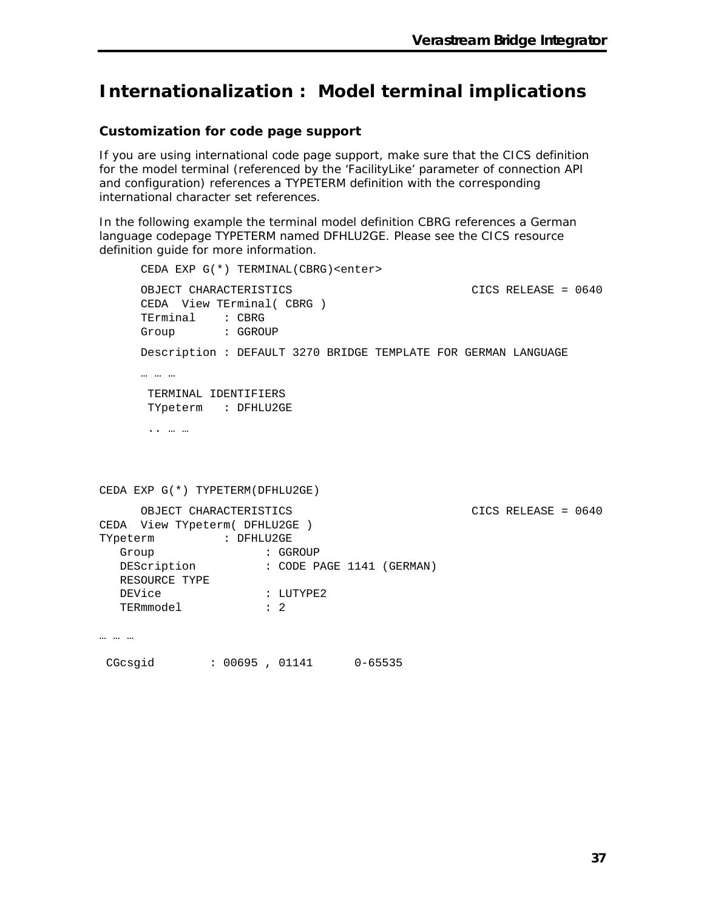# Internationalization : Model terminal implications

### Customization for code page support

If you are using international code page support, make sure that the CICS definition for the model terminal (referenced by the ‘FacilityLike’ parameter of connection API and configuration) references a TYPETERM definition with the corresponding international character set references.

In the following example the terminal model definition CBRG references a German language codepage TYPETERM named DFHLU2GE. Please see the CICS resource definition guide for more information.

```
CEDA EXP G(*) TERMINAL(CBRG)<enter>

OBJECT CHARACTERISTICS                          CICS RELEASE = 0640
CEDA  View TErminal( CBRG )
TErminal    : CBRG
Group       : GGROUP

Description : DEFAULT 3270 BRIDGE TEMPLATE FOR GERMAN LANGUAGE

… … …

 TERMINAL IDENTIFIERS
 TYpeterm   : DFHLU2GE

 .. … …
```

```
CEDA EXP G(*) TYPETERM(DFHLU2GE)

      OBJECT CHARACTERISTICS                          CICS RELEASE = 0640
CEDA  View TYpeterm( DFHLU2GE )
TYpeterm          : DFHLU2GE
   Group                : GGROUP
   DEScription          : CODE PAGE 1141 (GERMAN)
   RESOURCE TYPE
   DEVice               : LUTYPE2
   TERmmodel            : 2

… … …

 CGcsgid        : 00695 , 01141      0-65535
```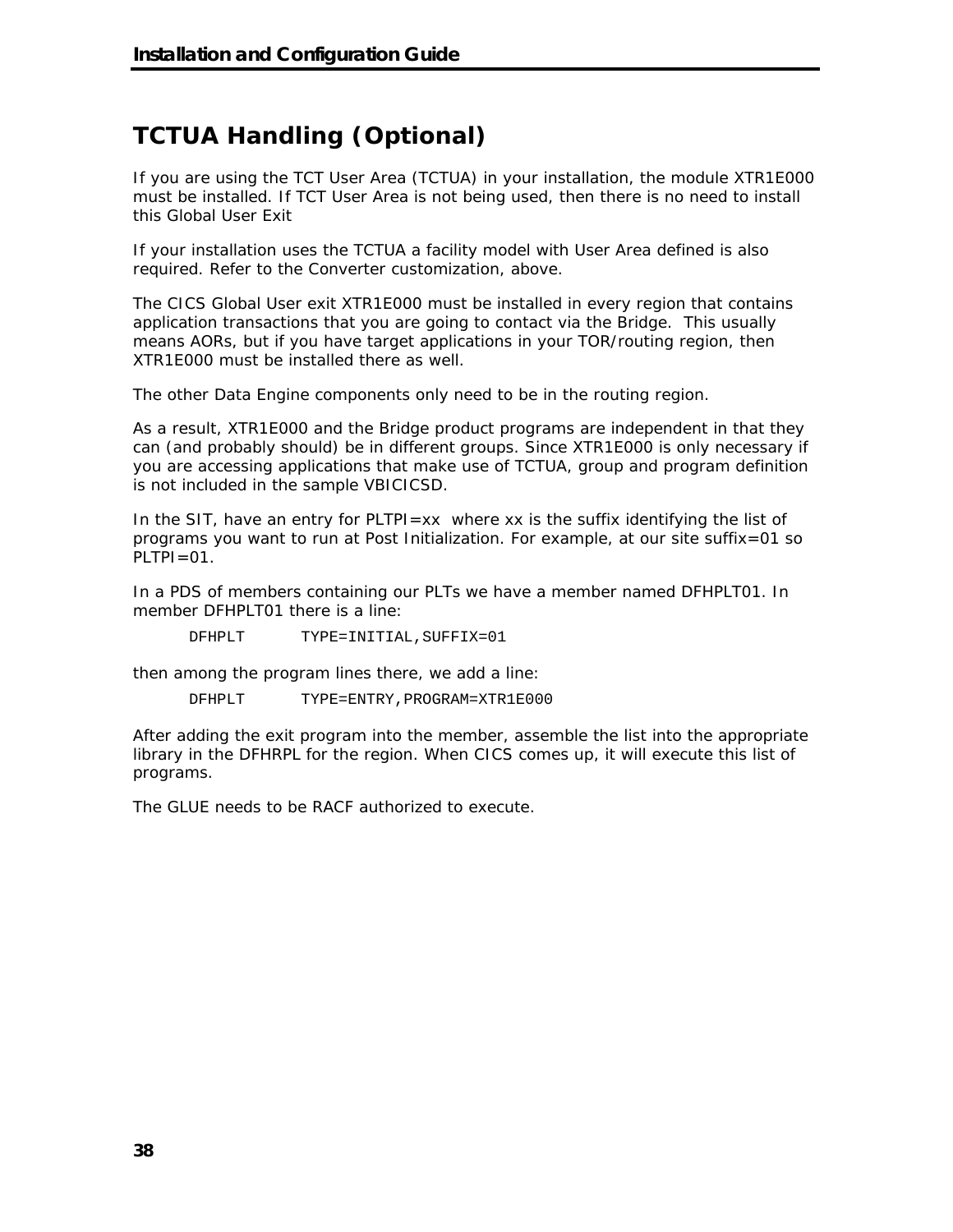# TCTUA Handling (Optional)

If you are using the TCT User Area (TCTUA) in your installation, the module XTR1E000 must be installed. If TCT User Area is not being used, then there is no need to install this Global User Exit

If your installation uses the TCTUA a facility model with User Area defined is also required. Refer to the Converter customization, above.

The CICS Global User exit XTR1E000 must be installed in every region that contains application transactions that you are going to contact via the Bridge. This usually means AORs, but if you have target applications in your TOR/routing region, then XTR1E000 must be installed there as well.

The other Data Engine components only need to be in the routing region.

As a result, XTR1E000 and the Bridge product programs are independent in that they can (and probably should) be in different groups. Since XTR1E000 is only necessary if you are accessing applications that make use of TCTUA, group and program definition is not included in the sample VBICICSD.

In the SIT, have an entry for PLTPI=xx where xx is the suffix identifying the list of programs you want to run at Post Initialization. For example, at our site suffix=01 so PLTPI=01.

In a PDS of members containing our PLTs we have a member named DFHPLT01. In member DFHPLT01 there is a line:

```
DFHPLT      TYPE=INITIAL,SUFFIX=01
```

then among the program lines there, we add a line:

```
DFHPLT      TYPE=ENTRY,PROGRAM=XTR1E000
```

After adding the exit program into the member, assemble the list into the appropriate library in the DFHRPL for the region. When CICS comes up, it will execute this list of programs.

The GLUE needs to be RACF authorized to execute.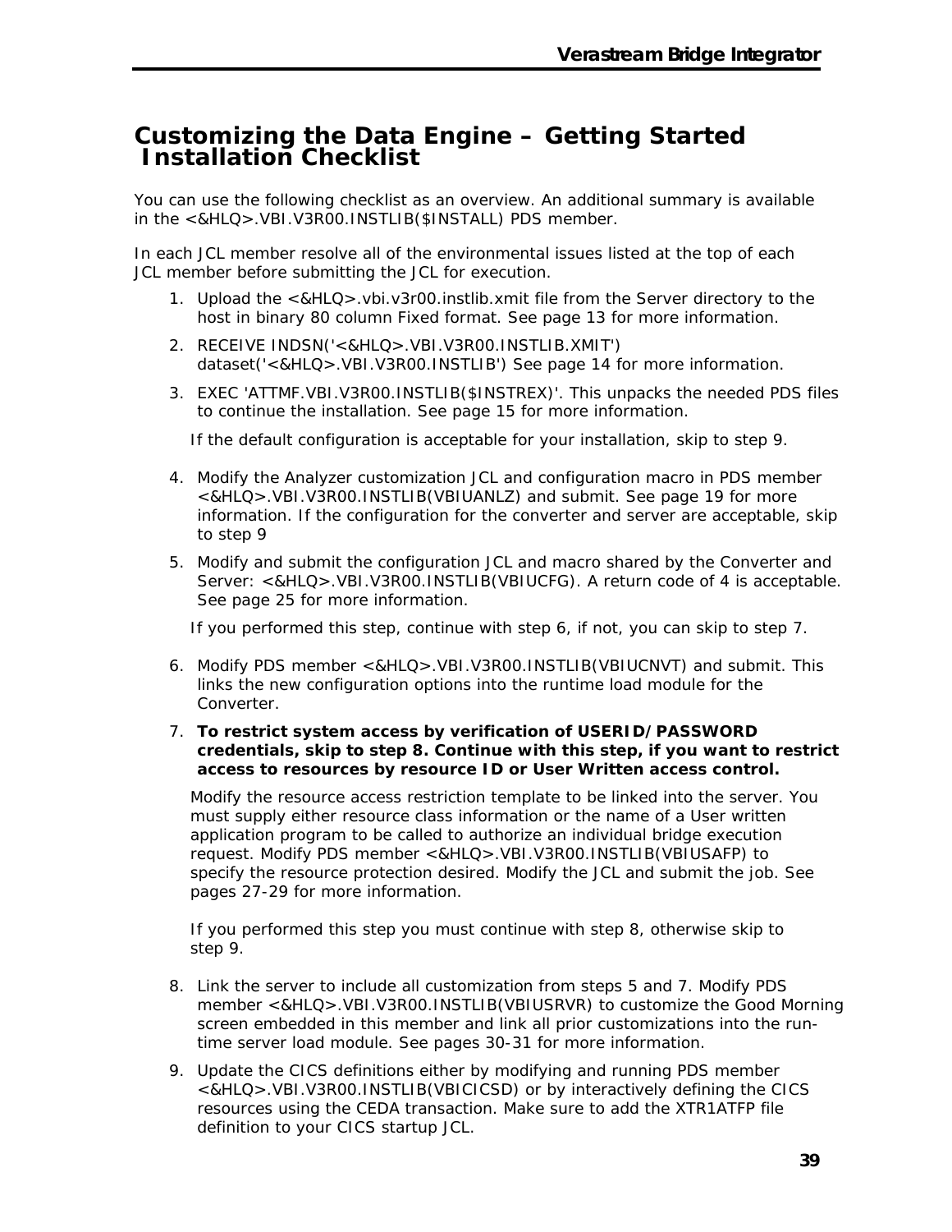# Customizing the Data Engine – Getting Started Installation Checklist

You can use the following checklist as an overview. An additional summary is available in the <&HLQ>.VBI.V3R00.INSTLIB($INSTALL) PDS member.

In each JCL member resolve all of the environmental issues listed at the top of each JCL member before submitting the JCL for execution.

1. Upload the <&HLQ>.vbi.v3r00.instlib.xmit file from the Server directory to the host in binary 80 column Fixed format. See page 13 for more information.
2. RECEIVE INDSN('<&HLQ>.VBI.V3R00.INSTLIB.XMIT') dataset('<&HLQ>.VBI.V3R00.INSTLIB') See page 14 for more information.
3. EXEC 'ATTMF.VBI.V3R00.INSTLIB($INSTREX)'. This unpacks the needed PDS files to continue the installation. See page 15 for more information.

   If the default configuration is acceptable for your installation, skip to step 9.

4. Modify the Analyzer customization JCL and configuration macro in PDS member <&HLQ>.VBI.V3R00.INSTLIB(VBIUANLZ) and submit. See page 19 for more information. If the configuration for the converter and server are acceptable, skip to step 9
5. Modify and submit the configuration JCL and macro shared by the Converter and Server: <&HLQ>.VBI.V3R00.INSTLIB(VBIUCFG). A return code of 4 is acceptable. See page 25 for more information.

   If you performed this step, continue with step 6, if not, you can skip to step 7.

6. Modify PDS member <&HLQ>.VBI.V3R00.INSTLIB(VBIUCNVT) and submit. This links the new configuration options into the runtime load module for the Converter.
7. **To restrict system access by verification of USERID/PASSWORD credentials, skip to step 8. Continue with this step, if you want to restrict access to resources by resource ID or User Written access control.**

   Modify the resource access restriction template to be linked into the server. You must supply either resource class information or the name of a User written application program to be called to authorize an individual bridge execution request. Modify PDS member <&HLQ>.VBI.V3R00.INSTLIB(VBIUSAFP) to specify the resource protection desired. Modify the JCL and submit the job. See pages 27-29 for more information.

   If you performed this step you must continue with step 8, otherwise skip to step 9.

8. Link the server to include all customization from steps 5 and 7. Modify PDS member <&HLQ>.VBI.V3R00.INSTLIB(VBIUSRVR) to customize the Good Morning screen embedded in this member and link all prior customizations into the run-time server load module. See pages 30-31 for more information.
9. Update the CICS definitions either by modifying and running PDS member <&HLQ>.VBI.V3R00.INSTLIB(VBICICSD) or by interactively defining the CICS resources using the CEDA transaction. Make sure to add the XTR1ATFP file definition to your CICS startup JCL.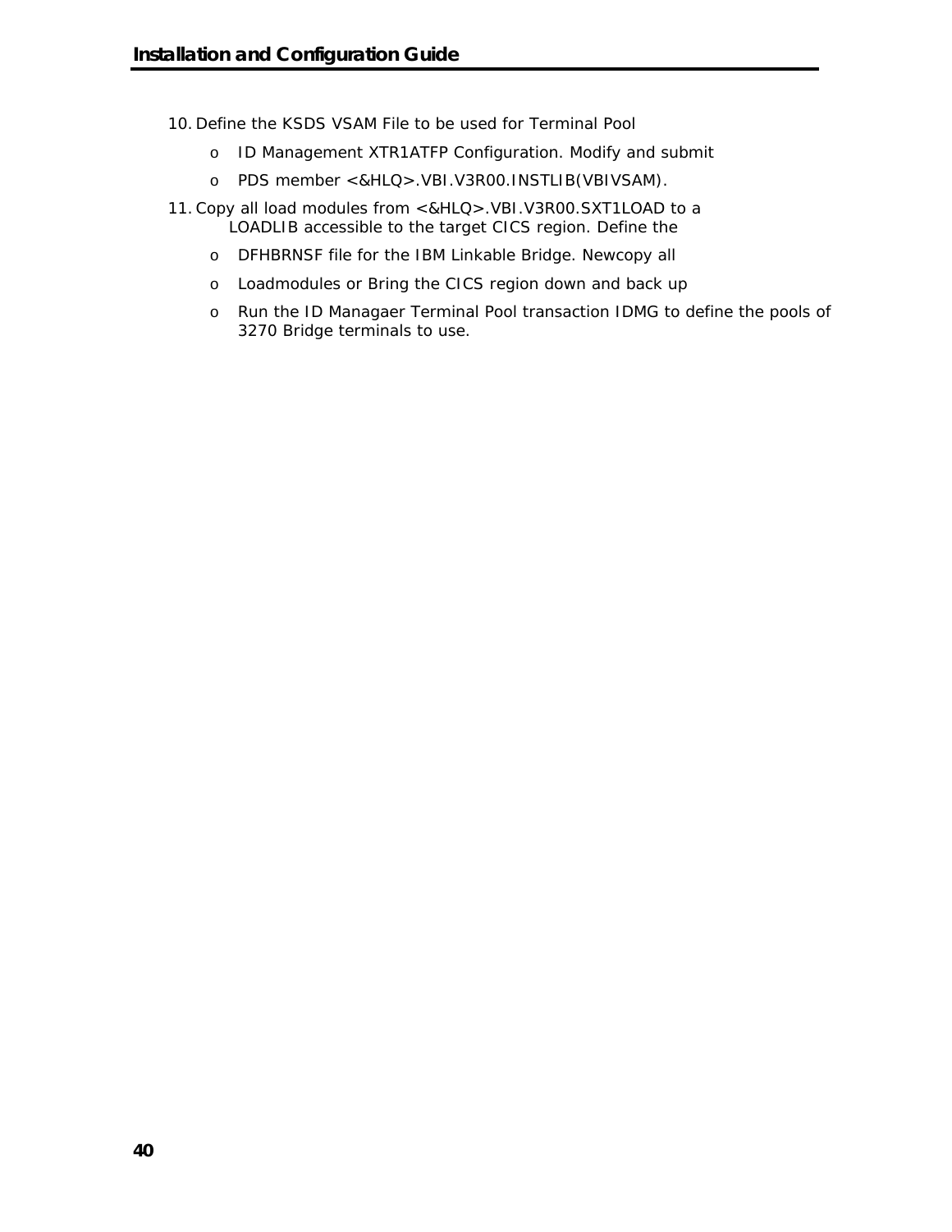10. Define the KSDS VSAM File to be used for Terminal Pool
    - ID Management XTR1ATFP Configuration. Modify and submit
    - PDS member <&HLQ>.VBI.V3R00.INSTLIB(VBIVSAM).
11. Copy all load modules from <&HLQ>.VBI.V3R00.SXT1LOAD to a LOADLIB accessible to the target CICS region. Define the
    - DFHBRNSF file for the IBM Linkable Bridge. Newcopy all
    - Loadmodules or Bring the CICS region down and back up
    - Run the ID Managaer Terminal Pool transaction IDMG to define the pools of 3270 Bridge terminals to use.